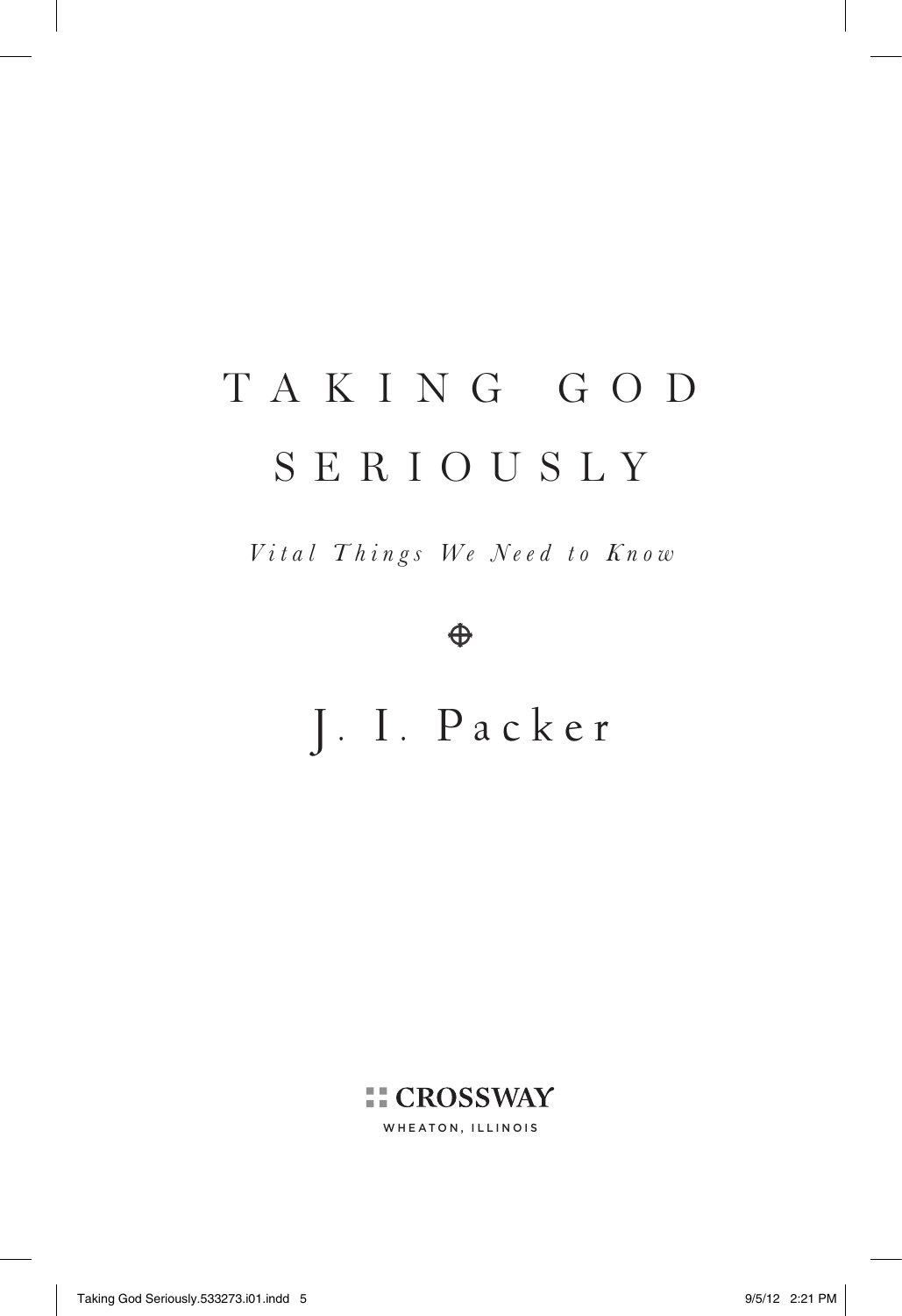# TAKING GOD SERIOUSLY

*Vital Things We Need to Know*

J. I. Packer

CROSSWAY

WHEATON, ILLINOIS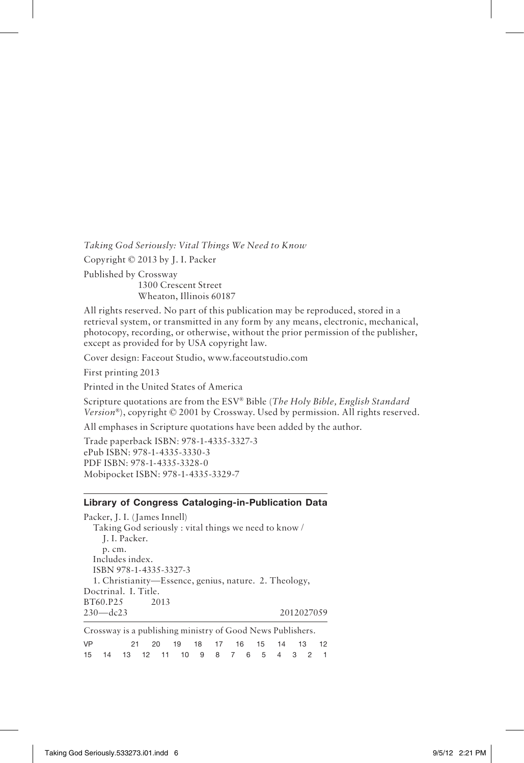*Taking God Seriously: Vital Things We Need to Know*

Copyright © 2013 by J. I. Packer

Published by Crossway
1300 Crescent Street
Wheaton, Illinois 60187

All rights reserved. No part of this publication may be reproduced, stored in a retrieval system, or transmitted in any form by any means, electronic, mechanical, photocopy, recording, or otherwise, without the prior permission of the publisher, except as provided for by USA copyright law.

Cover design: Faceout Studio, www.faceoutstudio.com

First printing 2013

Printed in the United States of America

Scripture quotations are from the ESV® Bible (*The Holy Bible, English Standard Version®*), copyright © 2001 by Crossway. Used by permission. All rights reserved.

All emphases in Scripture quotations have been added by the author.

Trade paperback ISBN: 978-1-4335-3327-3
ePub ISBN: 978-1-4335-3330-3
PDF ISBN: 978-1-4335-3328-0
Mobipocket ISBN: 978-1-4335-3329-7

**Library of Congress Cataloging-in-Publication Data**

Packer, J. I. (James Innell)
Taking God seriously : vital things we need to know / J. I. Packer.
p. cm.
Includes index.
ISBN 978-1-4335-3327-3
1. Christianity—Essence, genius, nature. 2. Theology, Doctrinal. I. Title.
BT60.P25 2013
230—dc23 2012027059

Crossway is a publishing ministry of Good News Publishers.

VP 21 20 19 18 17 16 15 14 13 12
15 14 13 12 11 10 9 8 7 6 5 4 3 2 1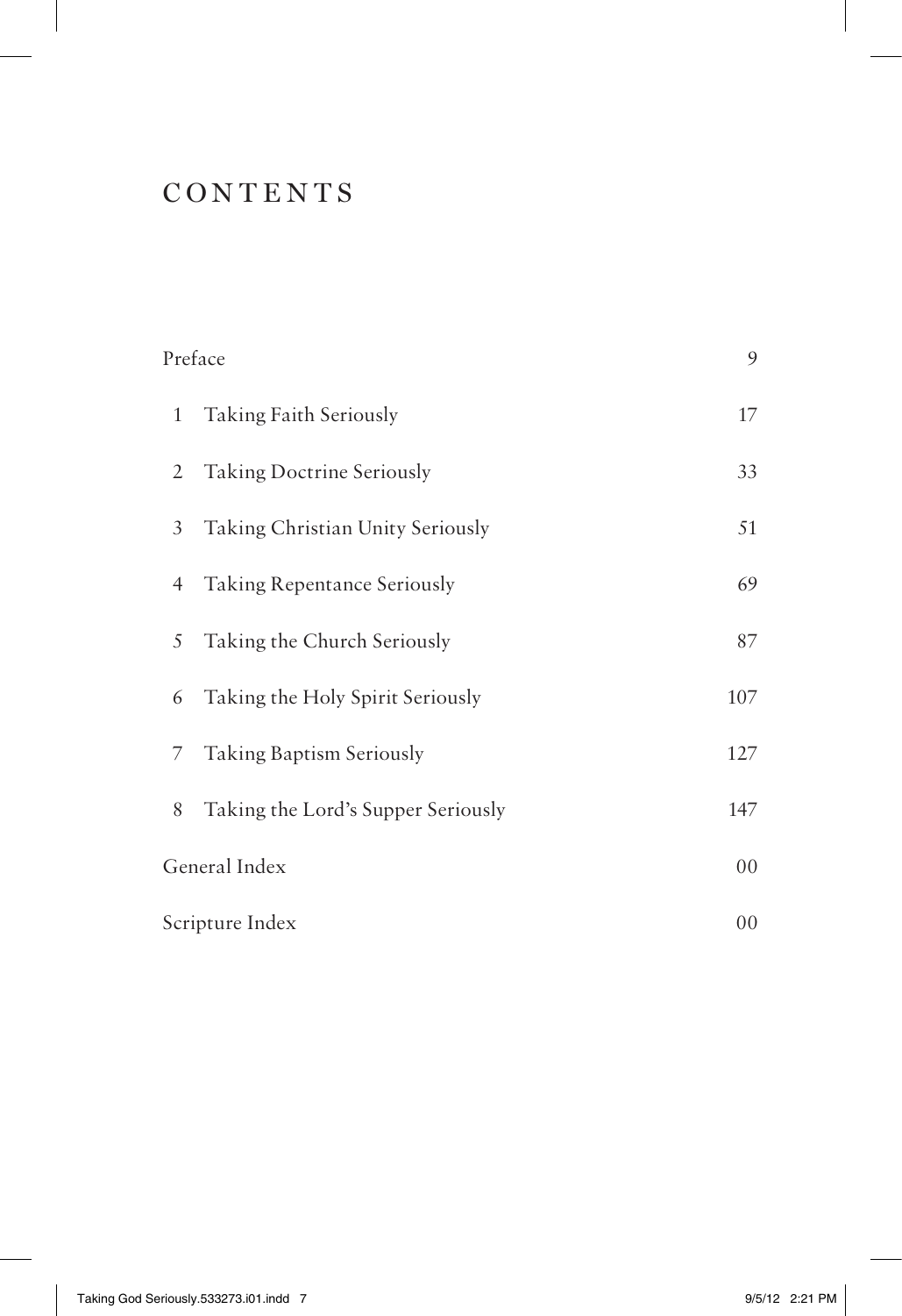# CONTENTS

| | |
|---|---|
| Preface | 9 |
| 1 Taking Faith Seriously | 17 |
| 2 Taking Doctrine Seriously | 33 |
| 3 Taking Christian Unity Seriously | 51 |
| 4 Taking Repentance Seriously | 69 |
| 5 Taking the Church Seriously | 87 |
| 6 Taking the Holy Spirit Seriously | 107 |
| 7 Taking Baptism Seriously | 127 |
| 8 Taking the Lord's Supper Seriously | 147 |
| General Index | 00 |
| Scripture Index | 00 |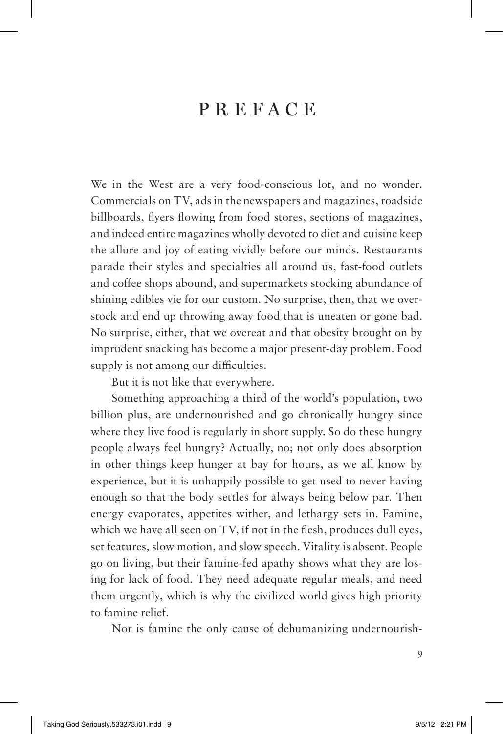# PREFACE

We in the West are a very food-conscious lot, and no wonder. Commercials on TV, ads in the newspapers and magazines, roadside billboards, flyers flowing from food stores, sections of magazines, and indeed entire magazines wholly devoted to diet and cuisine keep the allure and joy of eating vividly before our minds. Restaurants parade their styles and specialties all around us, fast-food outlets and coffee shops abound, and supermarkets stocking abundance of shining edibles vie for our custom. No surprise, then, that we overstock and end up throwing away food that is uneaten or gone bad. No surprise, either, that we overeat and that obesity brought on by imprudent snacking has become a major present-day problem. Food supply is not among our difficulties.

But it is not like that everywhere.

Something approaching a third of the world's population, two billion plus, are undernourished and go chronically hungry since where they live food is regularly in short supply. So do these hungry people always feel hungry? Actually, no; not only does absorption in other things keep hunger at bay for hours, as we all know by experience, but it is unhappily possible to get used to never having enough so that the body settles for always being below par. Then energy evaporates, appetites wither, and lethargy sets in. Famine, which we have all seen on TV, if not in the flesh, produces dull eyes, set features, slow motion, and slow speech. Vitality is absent. People go on living, but their famine-fed apathy shows what they are losing for lack of food. They need adequate regular meals, and need them urgently, which is why the civilized world gives high priority to famine relief.

Nor is famine the only cause of dehumanizing undernourish-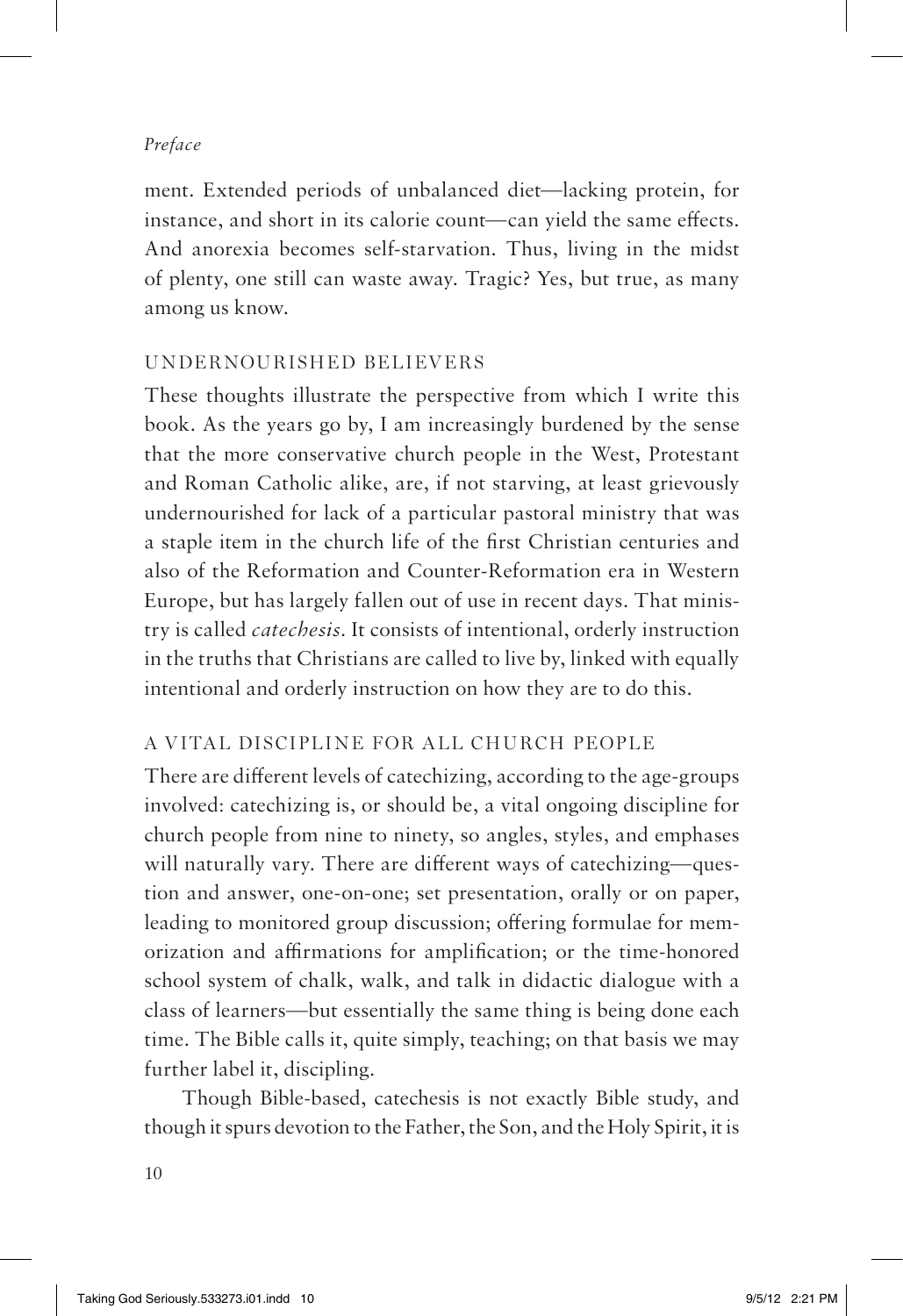ment. Extended periods of unbalanced diet—lacking protein, for instance, and short in its calorie count—can yield the same effects. And anorexia becomes self-starvation. Thus, living in the midst of plenty, one still can waste away. Tragic? Yes, but true, as many among us know.

## UNDERNOURISHED BELIEVERS

These thoughts illustrate the perspective from which I write this book. As the years go by, I am increasingly burdened by the sense that the more conservative church people in the West, Protestant and Roman Catholic alike, are, if not starving, at least grievously undernourished for lack of a particular pastoral ministry that was a staple item in the church life of the first Christian centuries and also of the Reformation and Counter-Reformation era in Western Europe, but has largely fallen out of use in recent days. That ministry is called *catechesis*. It consists of intentional, orderly instruction in the truths that Christians are called to live by, linked with equally intentional and orderly instruction on how they are to do this.

## A VITAL DISCIPLINE FOR ALL CHURCH PEOPLE

There are different levels of catechizing, according to the age-groups involved: catechizing is, or should be, a vital ongoing discipline for church people from nine to ninety, so angles, styles, and emphases will naturally vary. There are different ways of catechizing—question and answer, one-on-one; set presentation, orally or on paper, leading to monitored group discussion; offering formulae for memorization and affirmations for amplification; or the time-honored school system of chalk, walk, and talk in didactic dialogue with a class of learners—but essentially the same thing is being done each time. The Bible calls it, quite simply, teaching; on that basis we may further label it, discipling.

Though Bible-based, catechesis is not exactly Bible study, and though it spurs devotion to the Father, the Son, and the Holy Spirit, it is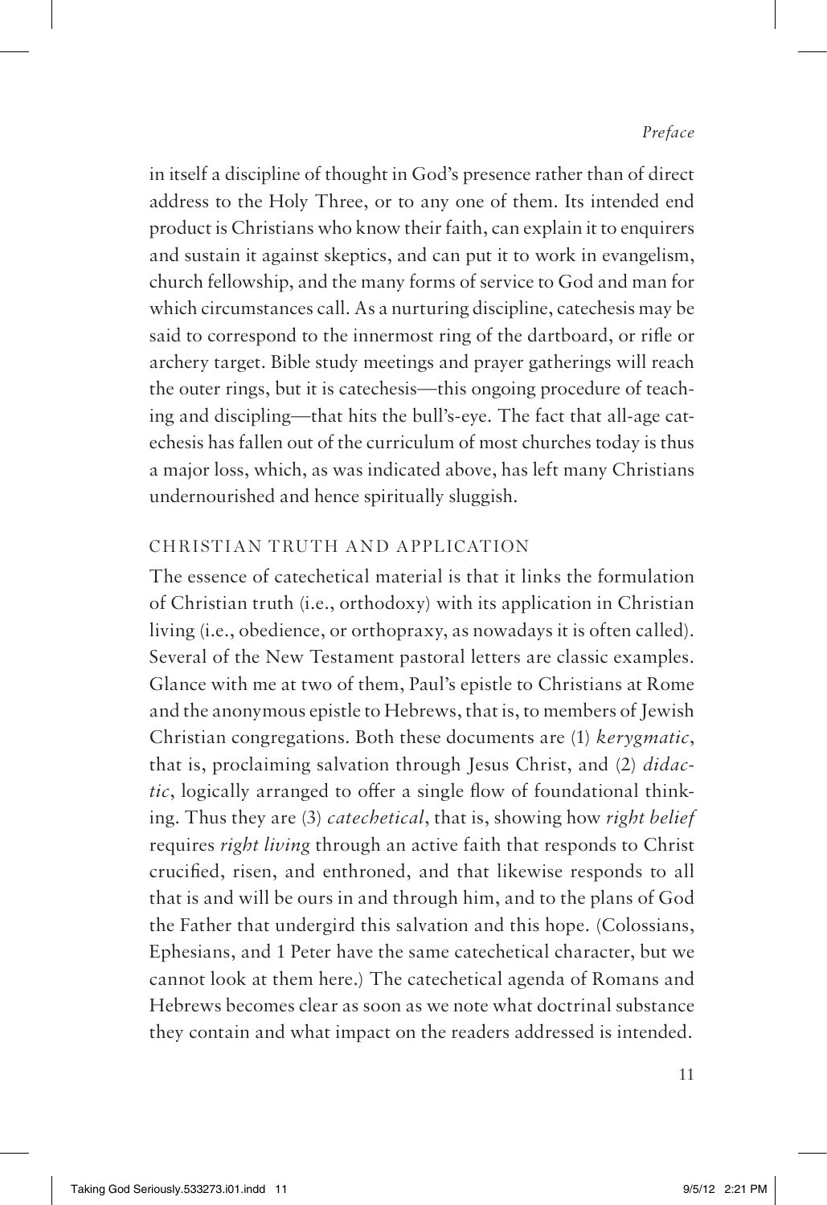in itself a discipline of thought in God's presence rather than of direct address to the Holy Three, or to any one of them. Its intended end product is Christians who know their faith, can explain it to enquirers and sustain it against skeptics, and can put it to work in evangelism, church fellowship, and the many forms of service to God and man for which circumstances call. As a nurturing discipline, catechesis may be said to correspond to the innermost ring of the dartboard, or rifle or archery target. Bible study meetings and prayer gatherings will reach the outer rings, but it is catechesis—this ongoing procedure of teaching and discipling—that hits the bull's-eye. The fact that all-age catechesis has fallen out of the curriculum of most churches today is thus a major loss, which, as was indicated above, has left many Christians undernourished and hence spiritually sluggish.

## CHRISTIAN TRUTH AND APPLICATION

The essence of catechetical material is that it links the formulation of Christian truth (i.e., orthodoxy) with its application in Christian living (i.e., obedience, or orthopraxy, as nowadays it is often called). Several of the New Testament pastoral letters are classic examples. Glance with me at two of them, Paul's epistle to Christians at Rome and the anonymous epistle to Hebrews, that is, to members of Jewish Christian congregations. Both these documents are (1) *kerygmatic*, that is, proclaiming salvation through Jesus Christ, and (2) *didactic*, logically arranged to offer a single flow of foundational thinking. Thus they are (3) *catechetical*, that is, showing how *right belief* requires *right living* through an active faith that responds to Christ crucified, risen, and enthroned, and that likewise responds to all that is and will be ours in and through him, and to the plans of God the Father that undergird this salvation and this hope. (Colossians, Ephesians, and 1 Peter have the same catechetical character, but we cannot look at them here.) The catechetical agenda of Romans and Hebrews becomes clear as soon as we note what doctrinal substance they contain and what impact on the readers addressed is intended.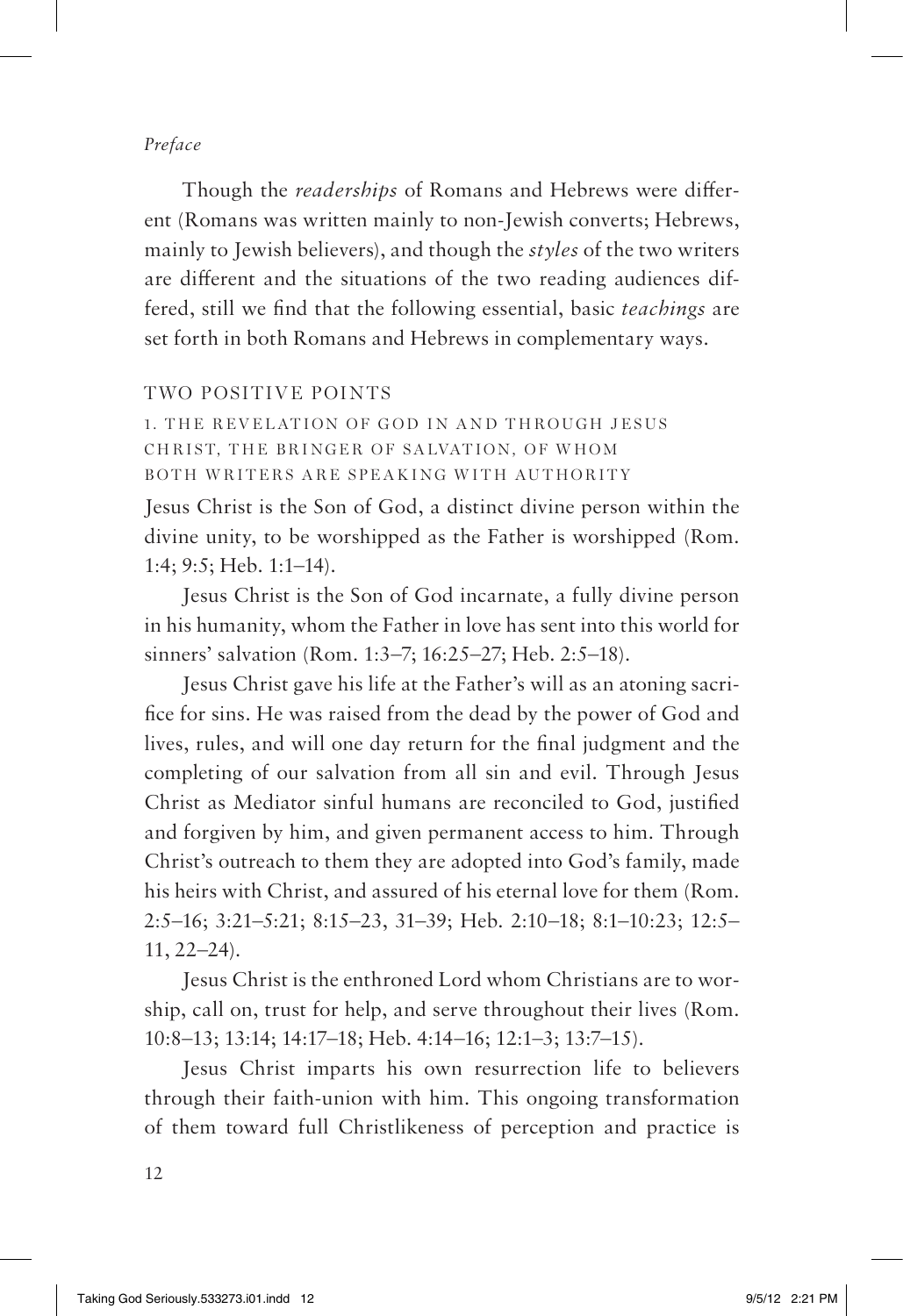Though the *readerships* of Romans and Hebrews were different (Romans was written mainly to non-Jewish converts; Hebrews, mainly to Jewish believers), and though the *styles* of the two writers are different and the situations of the two reading audiences differed, still we find that the following essential, basic *teachings* are set forth in both Romans and Hebrews in complementary ways.

## TWO POSITIVE POINTS

### 1. THE REVELATION OF GOD IN AND THROUGH JESUS CHRIST, THE BRINGER OF SALVATION, OF WHOM BOTH WRITERS ARE SPEAKING WITH AUTHORITY

Jesus Christ is the Son of God, a distinct divine person within the divine unity, to be worshipped as the Father is worshipped (Rom. 1:4; 9:5; Heb. 1:1–14).

Jesus Christ is the Son of God incarnate, a fully divine person in his humanity, whom the Father in love has sent into this world for sinners' salvation (Rom. 1:3–7; 16:25–27; Heb. 2:5–18).

Jesus Christ gave his life at the Father's will as an atoning sacrifice for sins. He was raised from the dead by the power of God and lives, rules, and will one day return for the final judgment and the completing of our salvation from all sin and evil. Through Jesus Christ as Mediator sinful humans are reconciled to God, justified and forgiven by him, and given permanent access to him. Through Christ's outreach to them they are adopted into God's family, made his heirs with Christ, and assured of his eternal love for them (Rom. 2:5–16; 3:21–5:21; 8:15–23, 31–39; Heb. 2:10–18; 8:1–10:23; 12:5–11, 22–24).

Jesus Christ is the enthroned Lord whom Christians are to worship, call on, trust for help, and serve throughout their lives (Rom. 10:8–13; 13:14; 14:17–18; Heb. 4:14–16; 12:1–3; 13:7–15).

Jesus Christ imparts his own resurrection life to believers through their faith-union with him. This ongoing transformation of them toward full Christlikeness of perception and practice is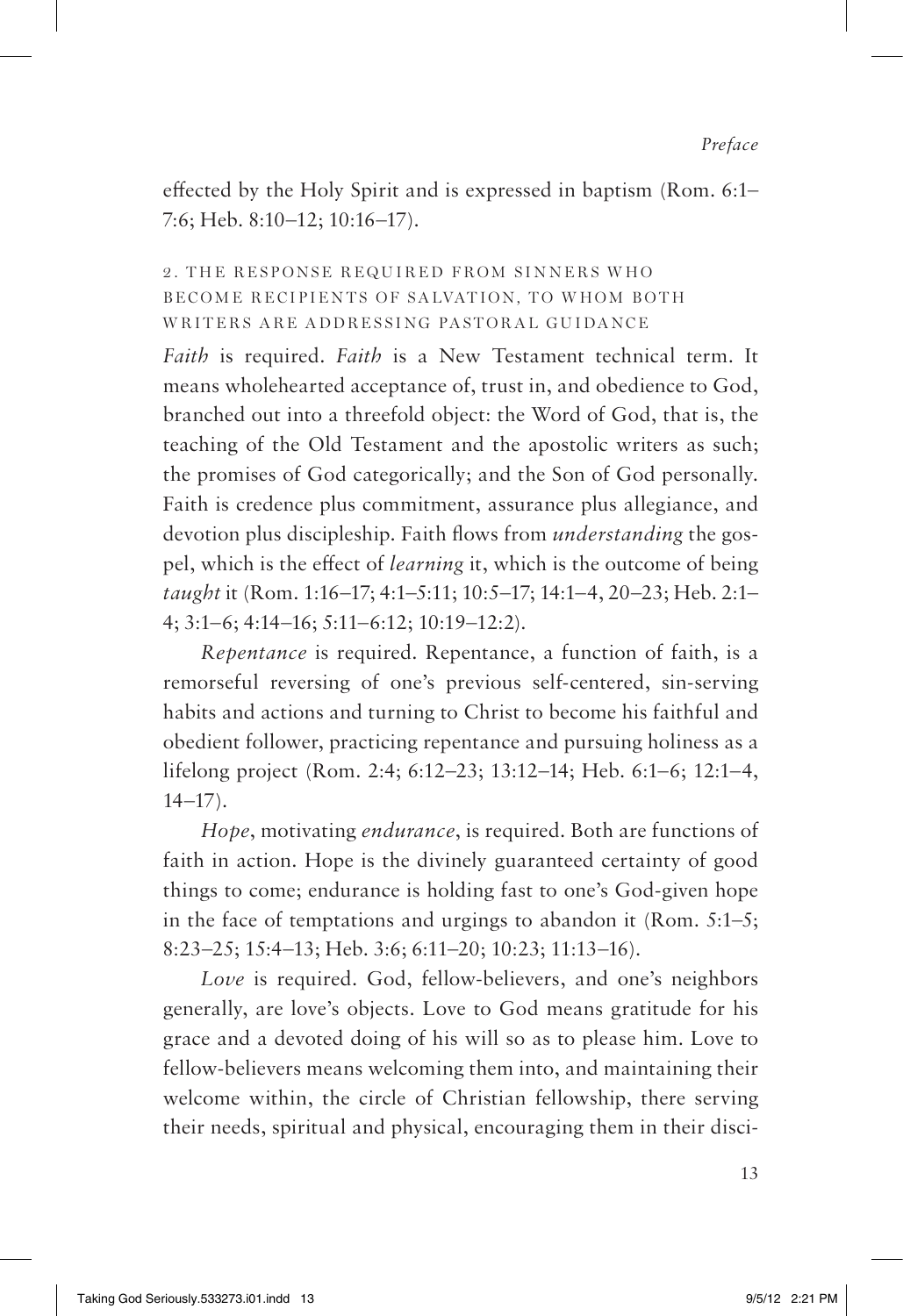effected by the Holy Spirit and is expressed in baptism (Rom. 6:1–7:6; Heb. 8:10–12; 10:16–17).

### 2. THE RESPONSE REQUIRED FROM SINNERS WHO BECOME RECIPIENTS OF SALVATION, TO WHOM BOTH WRITERS ARE ADDRESSING PASTORAL GUIDANCE

*Faith* is required. *Faith* is a New Testament technical term. It means wholehearted acceptance of, trust in, and obedience to God, branched out into a threefold object: the Word of God, that is, the teaching of the Old Testament and the apostolic writers as such; the promises of God categorically; and the Son of God personally. Faith is credence plus commitment, assurance plus allegiance, and devotion plus discipleship. Faith flows from *understanding* the gospel, which is the effect of *learning* it, which is the outcome of being *taught* it (Rom. 1:16–17; 4:1–5:11; 10:5–17; 14:1–4, 20–23; Heb. 2:1–4; 3:1–6; 4:14–16; 5:11–6:12; 10:19–12:2).

*Repentance* is required. Repentance, a function of faith, is a remorseful reversing of one's previous self-centered, sin-serving habits and actions and turning to Christ to become his faithful and obedient follower, practicing repentance and pursuing holiness as a lifelong project (Rom. 2:4; 6:12–23; 13:12–14; Heb. 6:1–6; 12:1–4, 14–17).

*Hope*, motivating *endurance*, is required. Both are functions of faith in action. Hope is the divinely guaranteed certainty of good things to come; endurance is holding fast to one's God-given hope in the face of temptations and urgings to abandon it (Rom. 5:1–5; 8:23–25; 15:4–13; Heb. 3:6; 6:11–20; 10:23; 11:13–16).

*Love* is required. God, fellow-believers, and one's neighbors generally, are love's objects. Love to God means gratitude for his grace and a devoted doing of his will so as to please him. Love to fellow-believers means welcoming them into, and maintaining their welcome within, the circle of Christian fellowship, there serving their needs, spiritual and physical, encouraging them in their disci-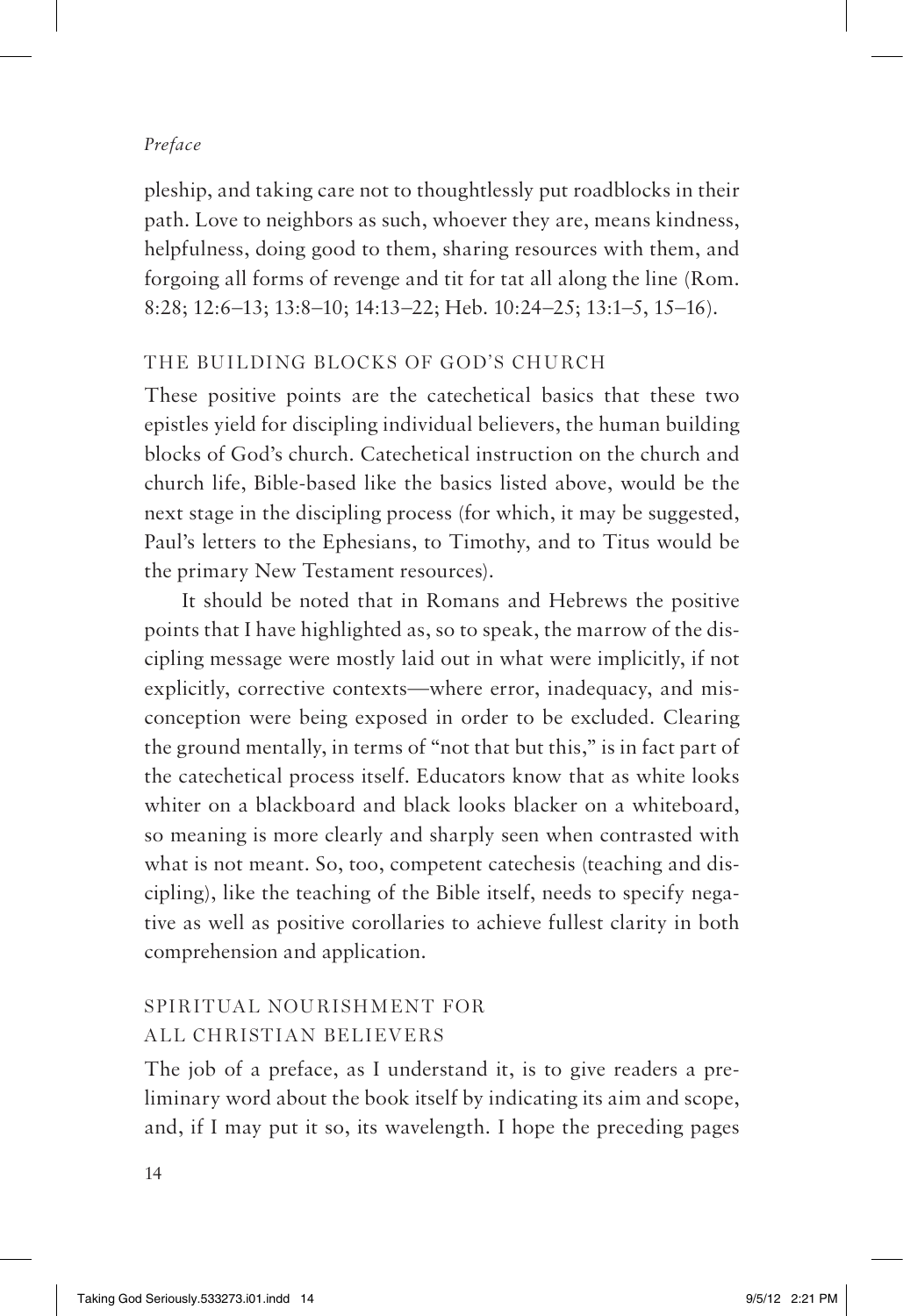pleship, and taking care not to thoughtlessly put roadblocks in their path. Love to neighbors as such, whoever they are, means kindness, helpfulness, doing good to them, sharing resources with them, and forgoing all forms of revenge and tit for tat all along the line (Rom. 8:28; 12:6–13; 13:8–10; 14:13–22; Heb. 10:24–25; 13:1–5, 15–16).

## THE BUILDING BLOCKS OF GOD'S CHURCH

These positive points are the catechetical basics that these two epistles yield for discipling individual believers, the human building blocks of God's church. Catechetical instruction on the church and church life, Bible-based like the basics listed above, would be the next stage in the discipling process (for which, it may be suggested, Paul's letters to the Ephesians, to Timothy, and to Titus would be the primary New Testament resources).

It should be noted that in Romans and Hebrews the positive points that I have highlighted as, so to speak, the marrow of the discipling message were mostly laid out in what were implicitly, if not explicitly, corrective contexts—where error, inadequacy, and misconception were being exposed in order to be excluded. Clearing the ground mentally, in terms of "not that but this," is in fact part of the catechetical process itself. Educators know that as white looks whiter on a blackboard and black looks blacker on a whiteboard, so meaning is more clearly and sharply seen when contrasted with what is not meant. So, too, competent catechesis (teaching and discipling), like the teaching of the Bible itself, needs to specify negative as well as positive corollaries to achieve fullest clarity in both comprehension and application.

## SPIRITUAL NOURISHMENT FOR ALL CHRISTIAN BELIEVERS

The job of a preface, as I understand it, is to give readers a preliminary word about the book itself by indicating its aim and scope, and, if I may put it so, its wavelength. I hope the preceding pages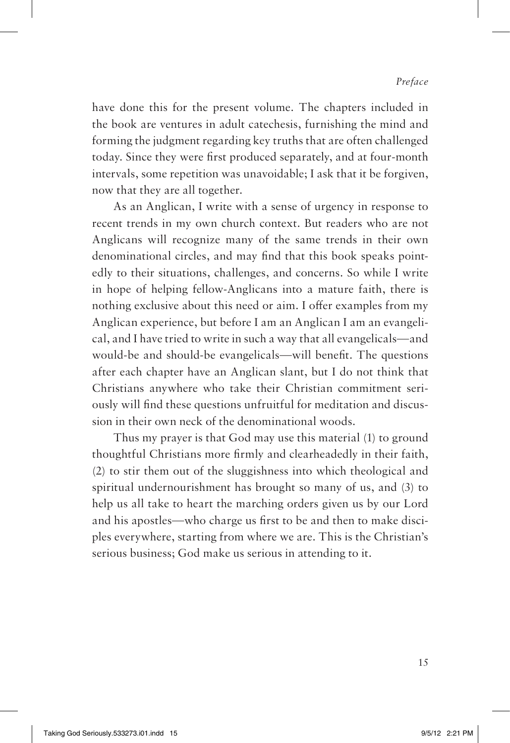have done this for the present volume. The chapters included in the book are ventures in adult catechesis, furnishing the mind and forming the judgment regarding key truths that are often challenged today. Since they were first produced separately, and at four-month intervals, some repetition was unavoidable; I ask that it be forgiven, now that they are all together.

As an Anglican, I write with a sense of urgency in response to recent trends in my own church context. But readers who are not Anglicans will recognize many of the same trends in their own denominational circles, and may find that this book speaks pointedly to their situations, challenges, and concerns. So while I write in hope of helping fellow-Anglicans into a mature faith, there is nothing exclusive about this need or aim. I offer examples from my Anglican experience, but before I am an Anglican I am an evangelical, and I have tried to write in such a way that all evangelicals—and would-be and should-be evangelicals—will benefit. The questions after each chapter have an Anglican slant, but I do not think that Christians anywhere who take their Christian commitment seriously will find these questions unfruitful for meditation and discussion in their own neck of the denominational woods.

Thus my prayer is that God may use this material (1) to ground thoughtful Christians more firmly and clearheadedly in their faith, (2) to stir them out of the sluggishness into which theological and spiritual undernourishment has brought so many of us, and (3) to help us all take to heart the marching orders given us by our Lord and his apostles—who charge us first to be and then to make disciples everywhere, starting from where we are. This is the Christian's serious business; God make us serious in attending to it.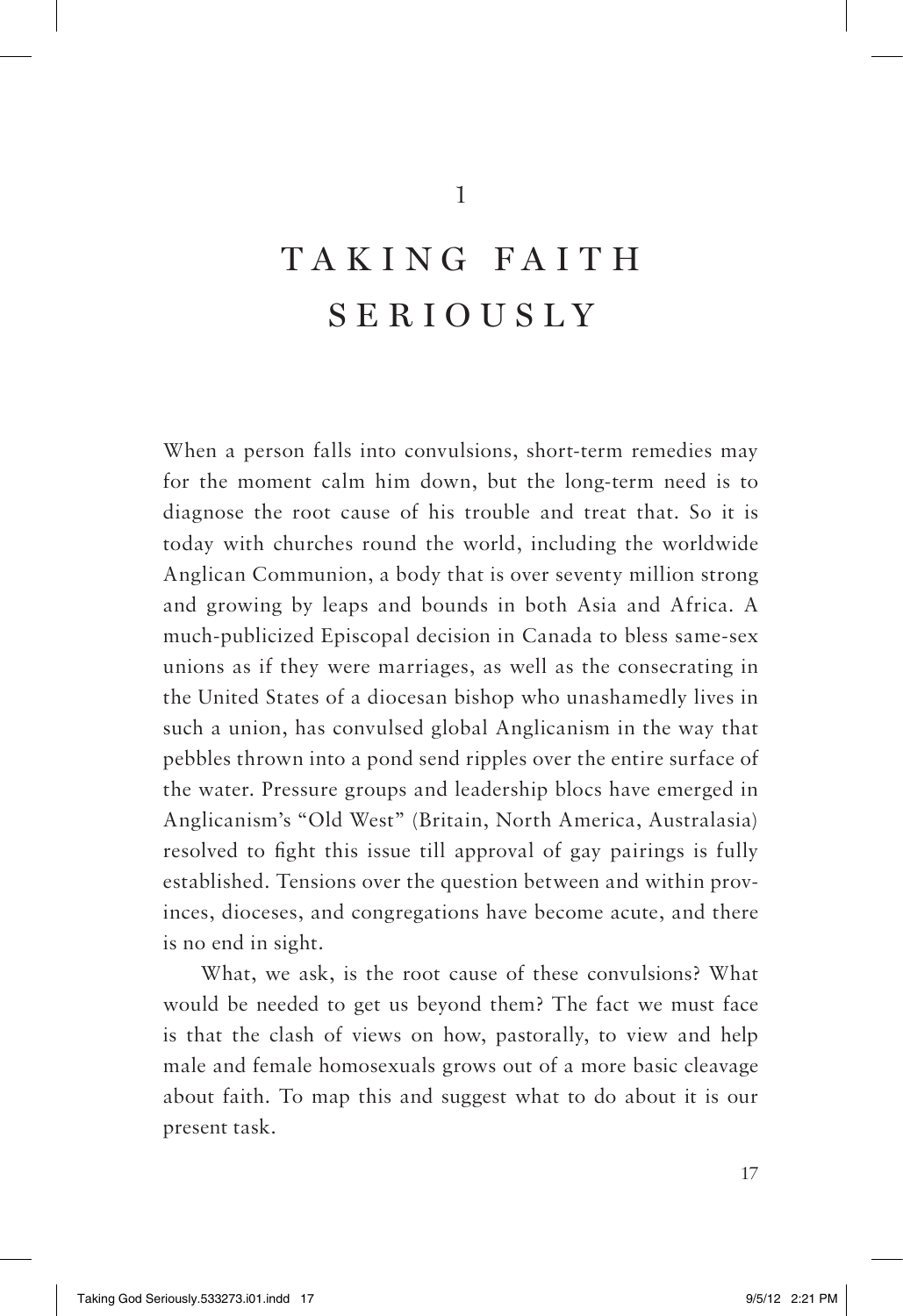# 1

# TAKING FAITH SERIOUSLY

When a person falls into convulsions, short-term remedies may for the moment calm him down, but the long-term need is to diagnose the root cause of his trouble and treat that. So it is today with churches round the world, including the worldwide Anglican Communion, a body that is over seventy million strong and growing by leaps and bounds in both Asia and Africa. A much-publicized Episcopal decision in Canada to bless same-sex unions as if they were marriages, as well as the consecrating in the United States of a diocesan bishop who unashamedly lives in such a union, has convulsed global Anglicanism in the way that pebbles thrown into a pond send ripples over the entire surface of the water. Pressure groups and leadership blocs have emerged in Anglicanism's "Old West" (Britain, North America, Australasia) resolved to fight this issue till approval of gay pairings is fully established. Tensions over the question between and within provinces, dioceses, and congregations have become acute, and there is no end in sight.

What, we ask, is the root cause of these convulsions? What would be needed to get us beyond them? The fact we must face is that the clash of views on how, pastorally, to view and help male and female homosexuals grows out of a more basic cleavage about faith. To map this and suggest what to do about it is our present task.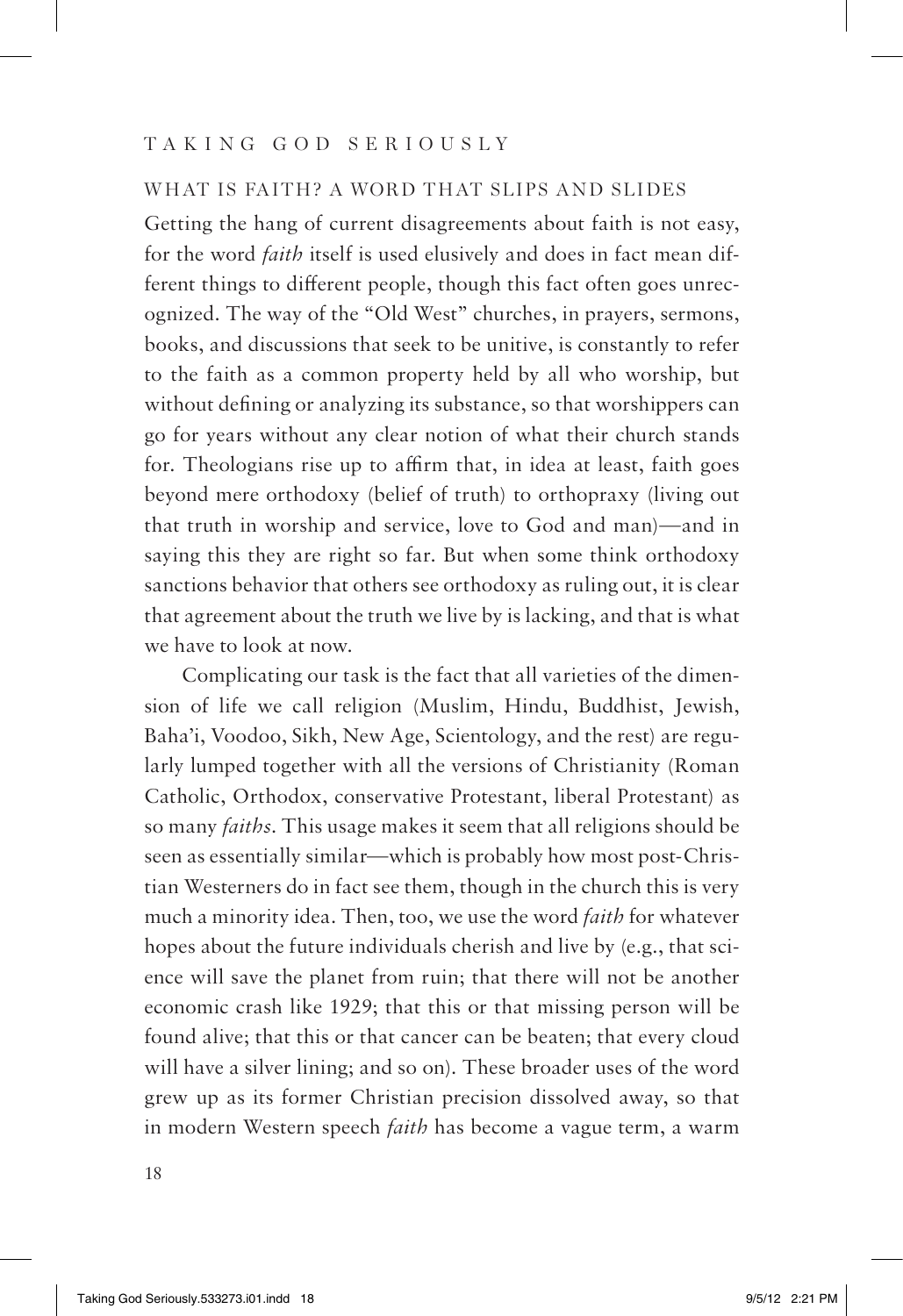## WHAT IS FAITH? A WORD THAT SLIPS AND SLIDES

Getting the hang of current disagreements about faith is not easy, for the word *faith* itself is used elusively and does in fact mean different things to different people, though this fact often goes unrecognized. The way of the "Old West" churches, in prayers, sermons, books, and discussions that seek to be unitive, is constantly to refer to the faith as a common property held by all who worship, but without defining or analyzing its substance, so that worshippers can go for years without any clear notion of what their church stands for. Theologians rise up to affirm that, in idea at least, faith goes beyond mere orthodoxy (belief of truth) to orthopraxy (living out that truth in worship and service, love to God and man)—and in saying this they are right so far. But when some think orthodoxy sanctions behavior that others see orthodoxy as ruling out, it is clear that agreement about the truth we live by is lacking, and that is what we have to look at now.

Complicating our task is the fact that all varieties of the dimension of life we call religion (Muslim, Hindu, Buddhist, Jewish, Baha'i, Voodoo, Sikh, New Age, Scientology, and the rest) are regularly lumped together with all the versions of Christianity (Roman Catholic, Orthodox, conservative Protestant, liberal Protestant) as so many *faiths*. This usage makes it seem that all religions should be seen as essentially similar—which is probably how most post-Christian Westerners do in fact see them, though in the church this is very much a minority idea. Then, too, we use the word *faith* for whatever hopes about the future individuals cherish and live by (e.g., that science will save the planet from ruin; that there will not be another economic crash like 1929; that this or that missing person will be found alive; that this or that cancer can be beaten; that every cloud will have a silver lining; and so on). These broader uses of the word grew up as its former Christian precision dissolved away, so that in modern Western speech *faith* has become a vague term, a warm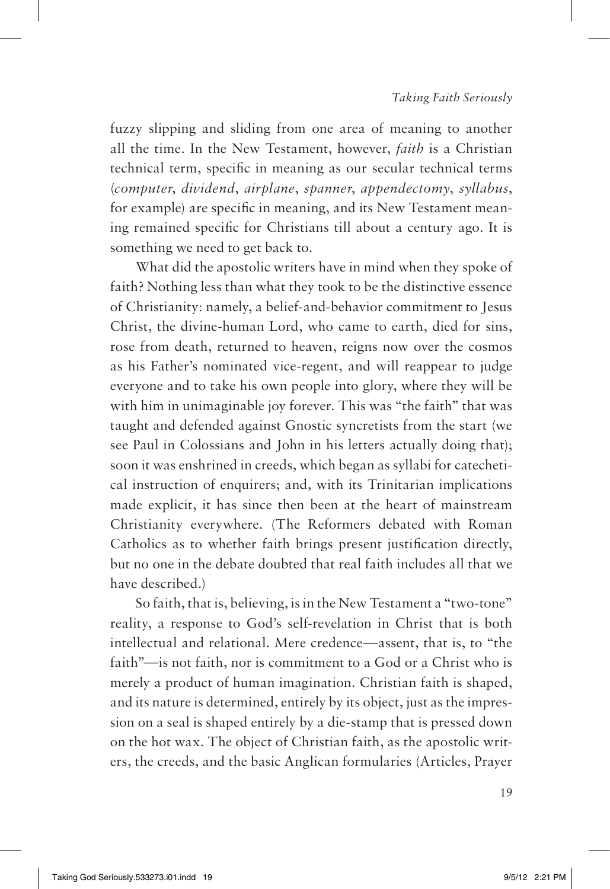fuzzy slipping and sliding from one area of meaning to another all the time. In the New Testament, however, *faith* is a Christian technical term, specific in meaning as our secular technical terms (*computer*, *dividend*, *airplane*, *spanner*, *appendectomy*, *syllabus*, for example) are specific in meaning, and its New Testament meaning remained specific for Christians till about a century ago. It is something we need to get back to.

What did the apostolic writers have in mind when they spoke of faith? Nothing less than what they took to be the distinctive essence of Christianity: namely, a belief-and-behavior commitment to Jesus Christ, the divine-human Lord, who came to earth, died for sins, rose from death, returned to heaven, reigns now over the cosmos as his Father's nominated vice-regent, and will reappear to judge everyone and to take his own people into glory, where they will be with him in unimaginable joy forever. This was "the faith" that was taught and defended against Gnostic syncretists from the start (we see Paul in Colossians and John in his letters actually doing that); soon it was enshrined in creeds, which began as syllabi for catechetical instruction of enquirers; and, with its Trinitarian implications made explicit, it has since then been at the heart of mainstream Christianity everywhere. (The Reformers debated with Roman Catholics as to whether faith brings present justification directly, but no one in the debate doubted that real faith includes all that we have described.)

So faith, that is, believing, is in the New Testament a "two-tone" reality, a response to God's self-revelation in Christ that is both intellectual and relational. Mere credence—assent, that is, to "the faith"—is not faith, nor is commitment to a God or a Christ who is merely a product of human imagination. Christian faith is shaped, and its nature is determined, entirely by its object, just as the impression on a seal is shaped entirely by a die-stamp that is pressed down on the hot wax. The object of Christian faith, as the apostolic writers, the creeds, and the basic Anglican formularies (Articles, Prayer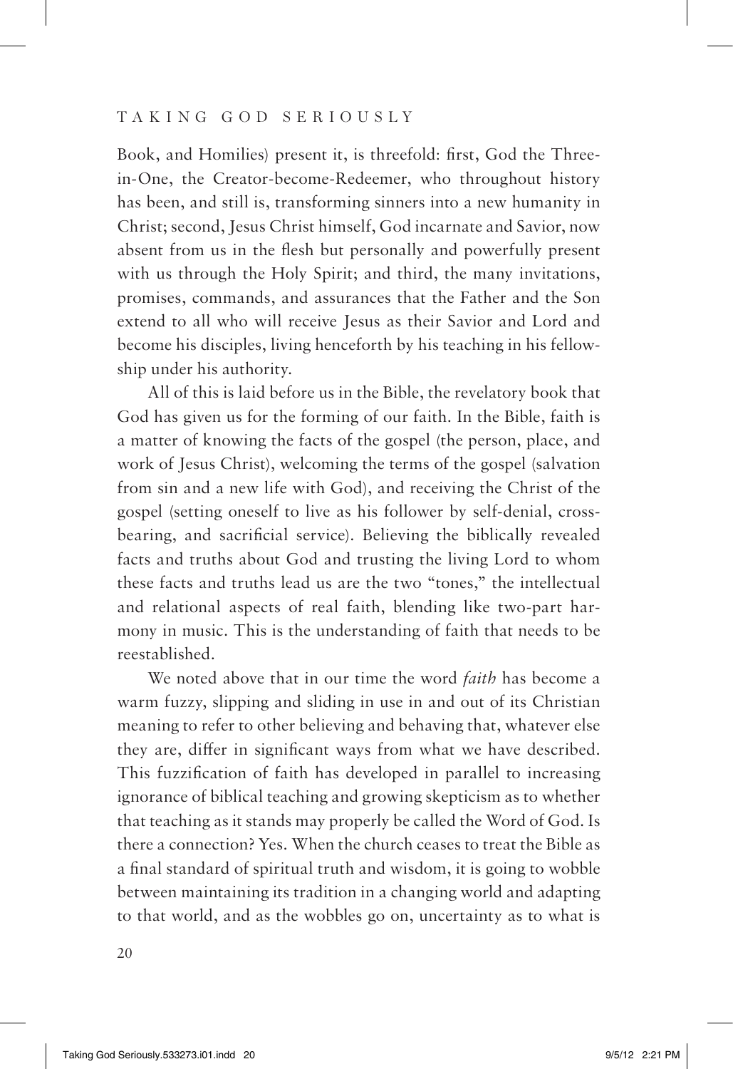Book, and Homilies) present it, is threefold: first, God the Three-in-One, the Creator-become-Redeemer, who throughout history has been, and still is, transforming sinners into a new humanity in Christ; second, Jesus Christ himself, God incarnate and Savior, now absent from us in the flesh but personally and powerfully present with us through the Holy Spirit; and third, the many invitations, promises, commands, and assurances that the Father and the Son extend to all who will receive Jesus as their Savior and Lord and become his disciples, living henceforth by his teaching in his fellowship under his authority.

All of this is laid before us in the Bible, the revelatory book that God has given us for the forming of our faith. In the Bible, faith is a matter of knowing the facts of the gospel (the person, place, and work of Jesus Christ), welcoming the terms of the gospel (salvation from sin and a new life with God), and receiving the Christ of the gospel (setting oneself to live as his follower by self-denial, cross-bearing, and sacrificial service). Believing the biblically revealed facts and truths about God and trusting the living Lord to whom these facts and truths lead us are the two "tones," the intellectual and relational aspects of real faith, blending like two-part harmony in music. This is the understanding of faith that needs to be reestablished.

We noted above that in our time the word *faith* has become a warm fuzzy, slipping and sliding in use in and out of its Christian meaning to refer to other believing and behaving that, whatever else they are, differ in significant ways from what we have described. This fuzzification of faith has developed in parallel to increasing ignorance of biblical teaching and growing skepticism as to whether that teaching as it stands may properly be called the Word of God. Is there a connection? Yes. When the church ceases to treat the Bible as a final standard of spiritual truth and wisdom, it is going to wobble between maintaining its tradition in a changing world and adapting to that world, and as the wobbles go on, uncertainty as to what is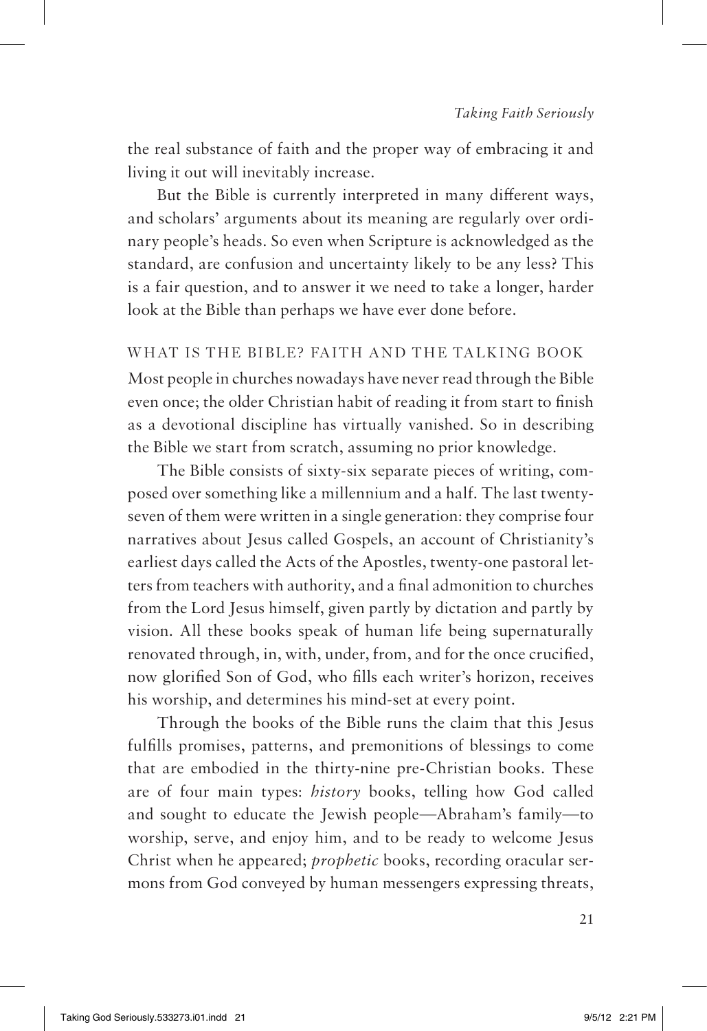the real substance of faith and the proper way of embracing it and living it out will inevitably increase.

But the Bible is currently interpreted in many different ways, and scholars' arguments about its meaning are regularly over ordinary people's heads. So even when Scripture is acknowledged as the standard, are confusion and uncertainty likely to be any less? This is a fair question, and to answer it we need to take a longer, harder look at the Bible than perhaps we have ever done before.

## WHAT IS THE BIBLE? FAITH AND THE TALKING BOOK

Most people in churches nowadays have never read through the Bible even once; the older Christian habit of reading it from start to finish as a devotional discipline has virtually vanished. So in describing the Bible we start from scratch, assuming no prior knowledge.

The Bible consists of sixty-six separate pieces of writing, composed over something like a millennium and a half. The last twenty-seven of them were written in a single generation: they comprise four narratives about Jesus called Gospels, an account of Christianity's earliest days called the Acts of the Apostles, twenty-one pastoral letters from teachers with authority, and a final admonition to churches from the Lord Jesus himself, given partly by dictation and partly by vision. All these books speak of human life being supernaturally renovated through, in, with, under, from, and for the once crucified, now glorified Son of God, who fills each writer's horizon, receives his worship, and determines his mind-set at every point.

Through the books of the Bible runs the claim that this Jesus fulfills promises, patterns, and premonitions of blessings to come that are embodied in the thirty-nine pre-Christian books. These are of four main types: *history* books, telling how God called and sought to educate the Jewish people—Abraham's family—to worship, serve, and enjoy him, and to be ready to welcome Jesus Christ when he appeared; *prophetic* books, recording oracular sermons from God conveyed by human messengers expressing threats,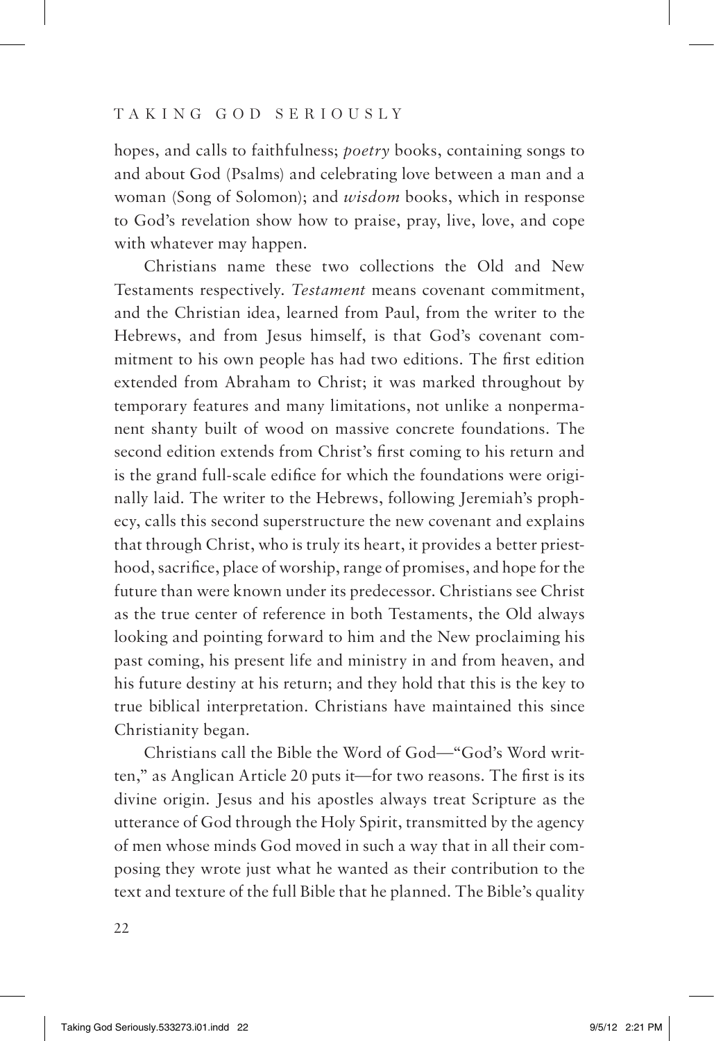hopes, and calls to faithfulness; *poetry* books, containing songs to and about God (Psalms) and celebrating love between a man and a woman (Song of Solomon); and *wisdom* books, which in response to God's revelation show how to praise, pray, live, love, and cope with whatever may happen.

Christians name these two collections the Old and New Testaments respectively. *Testament* means covenant commitment, and the Christian idea, learned from Paul, from the writer to the Hebrews, and from Jesus himself, is that God's covenant commitment to his own people has had two editions. The first edition extended from Abraham to Christ; it was marked throughout by temporary features and many limitations, not unlike a nonpermanent shanty built of wood on massive concrete foundations. The second edition extends from Christ's first coming to his return and is the grand full-scale edifice for which the foundations were originally laid. The writer to the Hebrews, following Jeremiah's prophecy, calls this second superstructure the new covenant and explains that through Christ, who is truly its heart, it provides a better priesthood, sacrifice, place of worship, range of promises, and hope for the future than were known under its predecessor. Christians see Christ as the true center of reference in both Testaments, the Old always looking and pointing forward to him and the New proclaiming his past coming, his present life and ministry in and from heaven, and his future destiny at his return; and they hold that this is the key to true biblical interpretation. Christians have maintained this since Christianity began.

Christians call the Bible the Word of God—"God's Word written," as Anglican Article 20 puts it—for two reasons. The first is its divine origin. Jesus and his apostles always treat Scripture as the utterance of God through the Holy Spirit, transmitted by the agency of men whose minds God moved in such a way that in all their composing they wrote just what he wanted as their contribution to the text and texture of the full Bible that he planned. The Bible's quality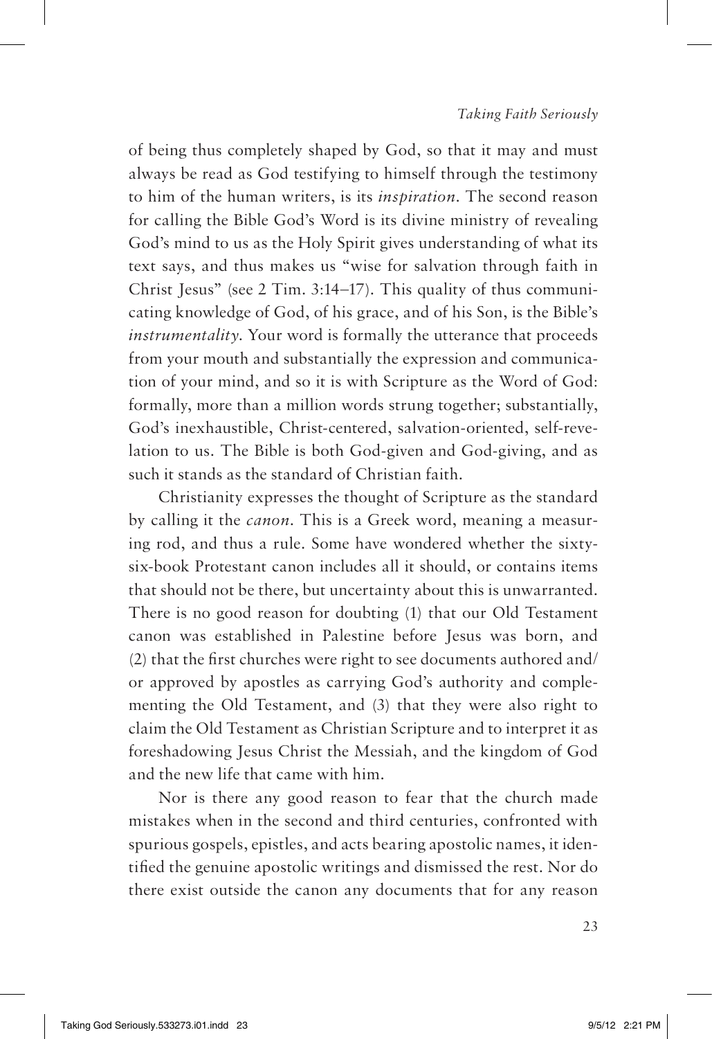of being thus completely shaped by God, so that it may and must always be read as God testifying to himself through the testimony to him of the human writers, is its *inspiration*. The second reason for calling the Bible God's Word is its divine ministry of revealing God's mind to us as the Holy Spirit gives understanding of what its text says, and thus makes us "wise for salvation through faith in Christ Jesus" (see 2 Tim. 3:14–17). This quality of thus communicating knowledge of God, of his grace, and of his Son, is the Bible's *instrumentality*. Your word is formally the utterance that proceeds from your mouth and substantially the expression and communication of your mind, and so it is with Scripture as the Word of God: formally, more than a million words strung together; substantially, God's inexhaustible, Christ-centered, salvation-oriented, self-revelation to us. The Bible is both God-given and God-giving, and as such it stands as the standard of Christian faith.

Christianity expresses the thought of Scripture as the standard by calling it the *canon*. This is a Greek word, meaning a measuring rod, and thus a rule. Some have wondered whether the sixty-six-book Protestant canon includes all it should, or contains items that should not be there, but uncertainty about this is unwarranted. There is no good reason for doubting (1) that our Old Testament canon was established in Palestine before Jesus was born, and (2) that the first churches were right to see documents authored and/or approved by apostles as carrying God's authority and complementing the Old Testament, and (3) that they were also right to claim the Old Testament as Christian Scripture and to interpret it as foreshadowing Jesus Christ the Messiah, and the kingdom of God and the new life that came with him.

Nor is there any good reason to fear that the church made mistakes when in the second and third centuries, confronted with spurious gospels, epistles, and acts bearing apostolic names, it identified the genuine apostolic writings and dismissed the rest. Nor do there exist outside the canon any documents that for any reason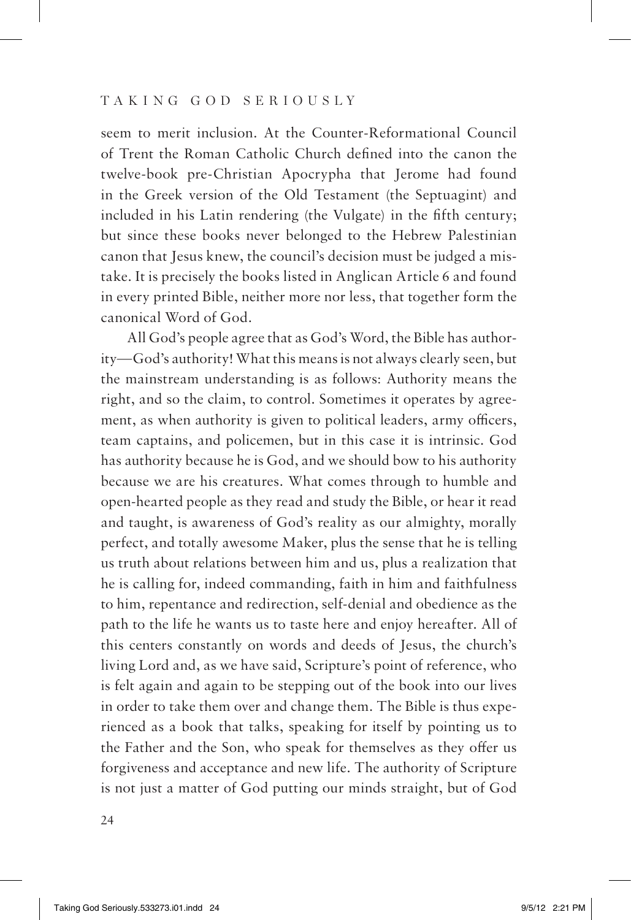seem to merit inclusion. At the Counter-Reformational Council of Trent the Roman Catholic Church defined into the canon the twelve-book pre-Christian Apocrypha that Jerome had found in the Greek version of the Old Testament (the Septuagint) and included in his Latin rendering (the Vulgate) in the fifth century; but since these books never belonged to the Hebrew Palestinian canon that Jesus knew, the council's decision must be judged a mistake. It is precisely the books listed in Anglican Article 6 and found in every printed Bible, neither more nor less, that together form the canonical Word of God.

All God's people agree that as God's Word, the Bible has authority—God's authority! What this means is not always clearly seen, but the mainstream understanding is as follows: Authority means the right, and so the claim, to control. Sometimes it operates by agreement, as when authority is given to political leaders, army officers, team captains, and policemen, but in this case it is intrinsic. God has authority because he is God, and we should bow to his authority because we are his creatures. What comes through to humble and open-hearted people as they read and study the Bible, or hear it read and taught, is awareness of God's reality as our almighty, morally perfect, and totally awesome Maker, plus the sense that he is telling us truth about relations between him and us, plus a realization that he is calling for, indeed commanding, faith in him and faithfulness to him, repentance and redirection, self-denial and obedience as the path to the life he wants us to taste here and enjoy hereafter. All of this centers constantly on words and deeds of Jesus, the church's living Lord and, as we have said, Scripture's point of reference, who is felt again and again to be stepping out of the book into our lives in order to take them over and change them. The Bible is thus experienced as a book that talks, speaking for itself by pointing us to the Father and the Son, who speak for themselves as they offer us forgiveness and acceptance and new life. The authority of Scripture is not just a matter of God putting our minds straight, but of God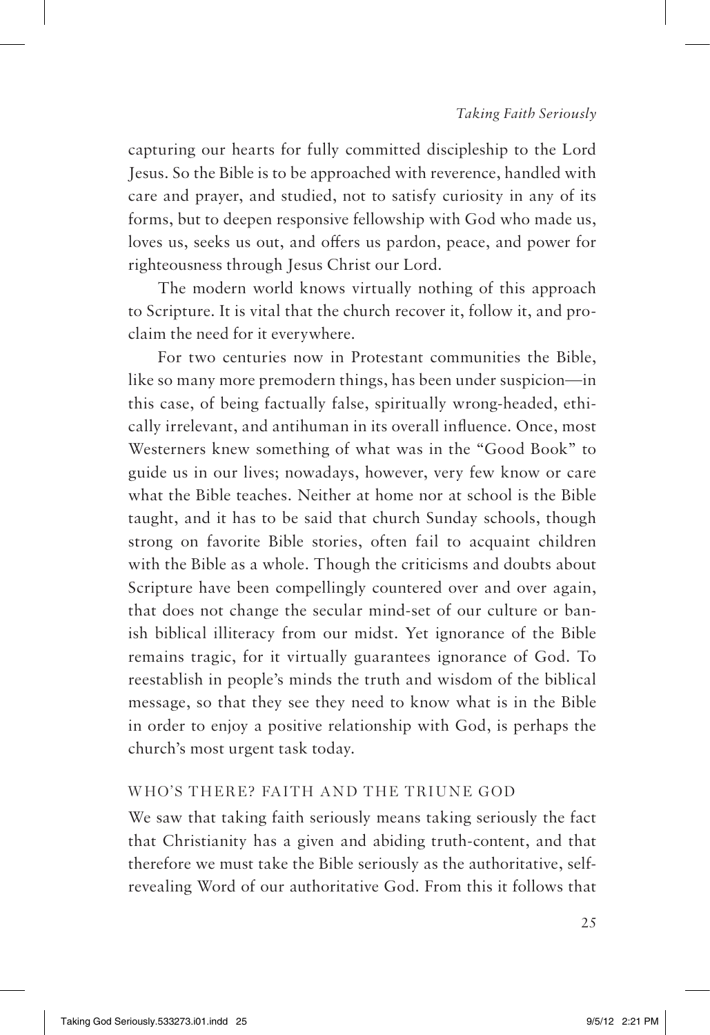capturing our hearts for fully committed discipleship to the Lord Jesus. So the Bible is to be approached with reverence, handled with care and prayer, and studied, not to satisfy curiosity in any of its forms, but to deepen responsive fellowship with God who made us, loves us, seeks us out, and offers us pardon, peace, and power for righteousness through Jesus Christ our Lord.

The modern world knows virtually nothing of this approach to Scripture. It is vital that the church recover it, follow it, and proclaim the need for it everywhere.

For two centuries now in Protestant communities the Bible, like so many more premodern things, has been under suspicion—in this case, of being factually false, spiritually wrong-headed, ethically irrelevant, and antihuman in its overall influence. Once, most Westerners knew something of what was in the "Good Book" to guide us in our lives; nowadays, however, very few know or care what the Bible teaches. Neither at home nor at school is the Bible taught, and it has to be said that church Sunday schools, though strong on favorite Bible stories, often fail to acquaint children with the Bible as a whole. Though the criticisms and doubts about Scripture have been compellingly countered over and over again, that does not change the secular mind-set of our culture or banish biblical illiteracy from our midst. Yet ignorance of the Bible remains tragic, for it virtually guarantees ignorance of God. To reestablish in people's minds the truth and wisdom of the biblical message, so that they see they need to know what is in the Bible in order to enjoy a positive relationship with God, is perhaps the church's most urgent task today.

## WHO'S THERE? FAITH AND THE TRIUNE GOD

We saw that taking faith seriously means taking seriously the fact that Christianity has a given and abiding truth-content, and that therefore we must take the Bible seriously as the authoritative, self-revealing Word of our authoritative God. From this it follows that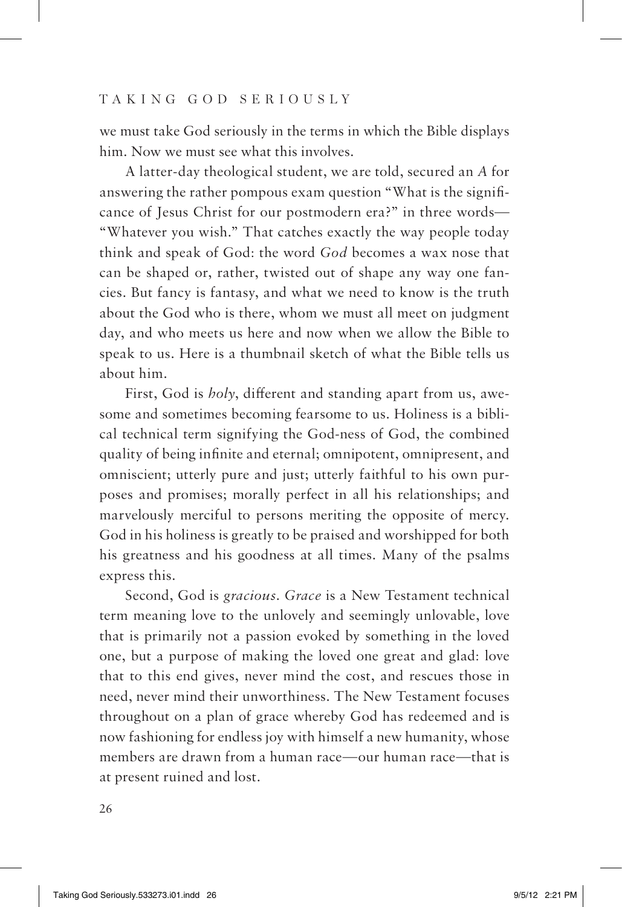we must take God seriously in the terms in which the Bible displays him. Now we must see what this involves.

A latter-day theological student, we are told, secured an *A* for answering the rather pompous exam question "What is the significance of Jesus Christ for our postmodern era?" in three words—"Whatever you wish." That catches exactly the way people today think and speak of God: the word *God* becomes a wax nose that can be shaped or, rather, twisted out of shape any way one fancies. But fancy is fantasy, and what we need to know is the truth about the God who is there, whom we must all meet on judgment day, and who meets us here and now when we allow the Bible to speak to us. Here is a thumbnail sketch of what the Bible tells us about him.

First, God is *holy*, different and standing apart from us, awesome and sometimes becoming fearsome to us. Holiness is a biblical technical term signifying the God-ness of God, the combined quality of being infinite and eternal; omnipotent, omnipresent, and omniscient; utterly pure and just; utterly faithful to his own purposes and promises; morally perfect in all his relationships; and marvelously merciful to persons meriting the opposite of mercy. God in his holiness is greatly to be praised and worshipped for both his greatness and his goodness at all times. Many of the psalms express this.

Second, God is *gracious*. *Grace* is a New Testament technical term meaning love to the unlovely and seemingly unlovable, love that is primarily not a passion evoked by something in the loved one, but a purpose of making the loved one great and glad: love that to this end gives, never mind the cost, and rescues those in need, never mind their unworthiness. The New Testament focuses throughout on a plan of grace whereby God has redeemed and is now fashioning for endless joy with himself a new humanity, whose members are drawn from a human race—our human race—that is at present ruined and lost.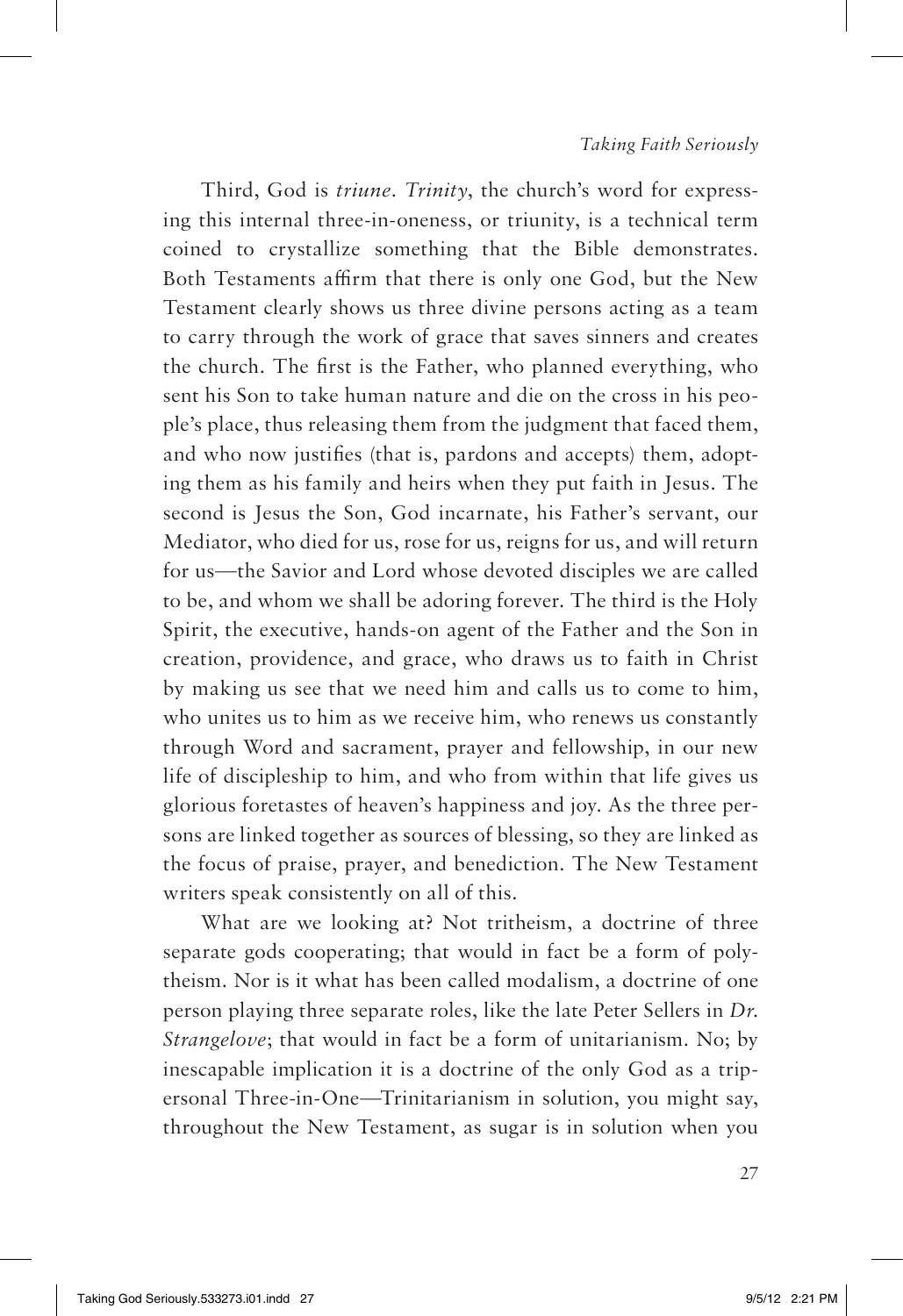Third, God is *triune*. *Trinity*, the church's word for expressing this internal three-in-oneness, or triunity, is a technical term coined to crystallize something that the Bible demonstrates. Both Testaments affirm that there is only one God, but the New Testament clearly shows us three divine persons acting as a team to carry through the work of grace that saves sinners and creates the church. The first is the Father, who planned everything, who sent his Son to take human nature and die on the cross in his people's place, thus releasing them from the judgment that faced them, and who now justifies (that is, pardons and accepts) them, adopting them as his family and heirs when they put faith in Jesus. The second is Jesus the Son, God incarnate, his Father's servant, our Mediator, who died for us, rose for us, reigns for us, and will return for us—the Savior and Lord whose devoted disciples we are called to be, and whom we shall be adoring forever. The third is the Holy Spirit, the executive, hands-on agent of the Father and the Son in creation, providence, and grace, who draws us to faith in Christ by making us see that we need him and calls us to come to him, who unites us to him as we receive him, who renews us constantly through Word and sacrament, prayer and fellowship, in our new life of discipleship to him, and who from within that life gives us glorious foretastes of heaven's happiness and joy. As the three persons are linked together as sources of blessing, so they are linked as the focus of praise, prayer, and benediction. The New Testament writers speak consistently on all of this.

What are we looking at? Not tritheism, a doctrine of three separate gods cooperating; that would in fact be a form of polytheism. Nor is it what has been called modalism, a doctrine of one person playing three separate roles, like the late Peter Sellers in *Dr. Strangelove*; that would in fact be a form of unitarianism. No; by inescapable implication it is a doctrine of the only God as a tripersonal Three-in-One—Trinitarianism in solution, you might say, throughout the New Testament, as sugar is in solution when you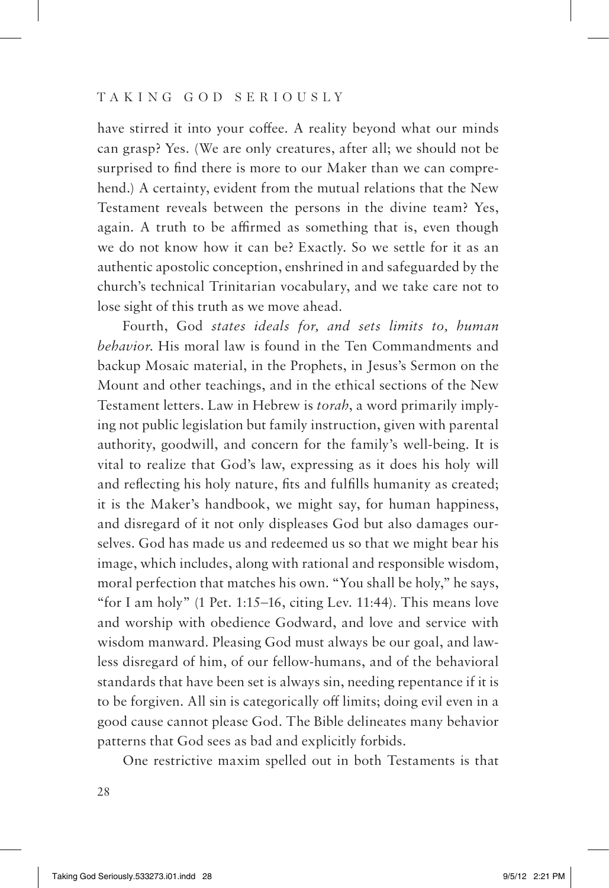have stirred it into your coffee. A reality beyond what our minds can grasp? Yes. (We are only creatures, after all; we should not be surprised to find there is more to our Maker than we can comprehend.) A certainty, evident from the mutual relations that the New Testament reveals between the persons in the divine team? Yes, again. A truth to be affirmed as something that is, even though we do not know how it can be? Exactly. So we settle for it as an authentic apostolic conception, enshrined in and safeguarded by the church's technical Trinitarian vocabulary, and we take care not to lose sight of this truth as we move ahead.

Fourth, God *states ideals for, and sets limits to, human behavior*. His moral law is found in the Ten Commandments and backup Mosaic material, in the Prophets, in Jesus's Sermon on the Mount and other teachings, and in the ethical sections of the New Testament letters. Law in Hebrew is *torah*, a word primarily implying not public legislation but family instruction, given with parental authority, goodwill, and concern for the family's well-being. It is vital to realize that God's law, expressing as it does his holy will and reflecting his holy nature, fits and fulfills humanity as created; it is the Maker's handbook, we might say, for human happiness, and disregard of it not only displeases God but also damages ourselves. God has made us and redeemed us so that we might bear his image, which includes, along with rational and responsible wisdom, moral perfection that matches his own. "You shall be holy," he says, "for I am holy" (1 Pet. 1:15–16, citing Lev. 11:44). This means love and worship with obedience Godward, and love and service with wisdom manward. Pleasing God must always be our goal, and lawless disregard of him, of our fellow-humans, and of the behavioral standards that have been set is always sin, needing repentance if it is to be forgiven. All sin is categorically off limits; doing evil even in a good cause cannot please God. The Bible delineates many behavior patterns that God sees as bad and explicitly forbids.

One restrictive maxim spelled out in both Testaments is that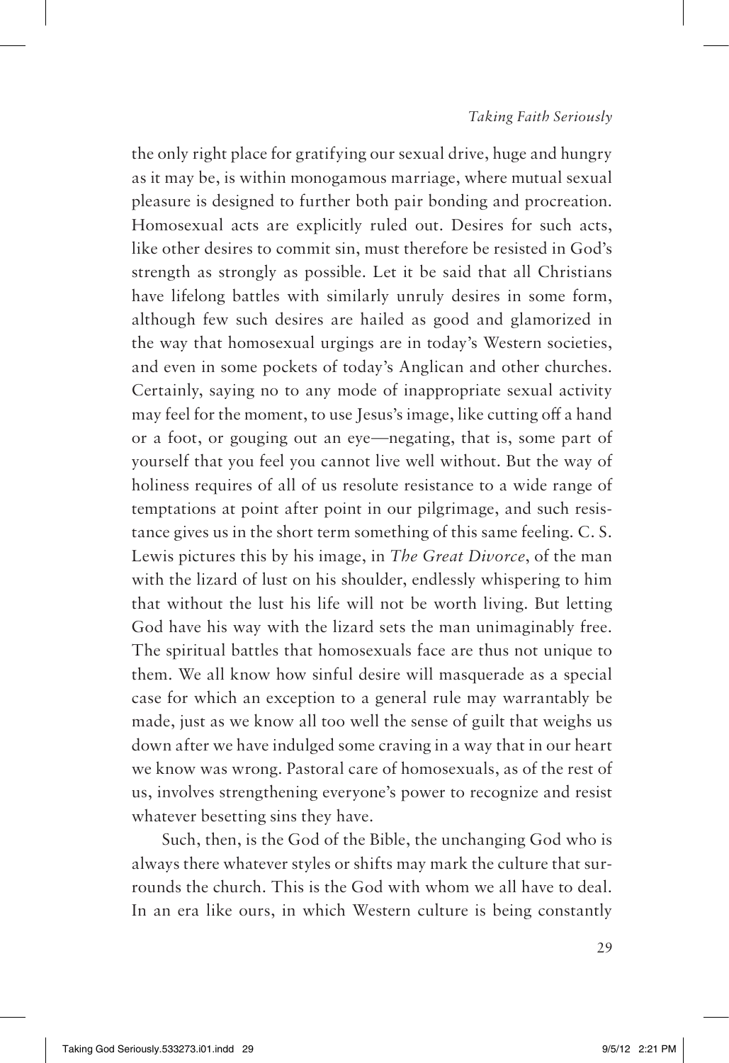the only right place for gratifying our sexual drive, huge and hungry as it may be, is within monogamous marriage, where mutual sexual pleasure is designed to further both pair bonding and procreation. Homosexual acts are explicitly ruled out. Desires for such acts, like other desires to commit sin, must therefore be resisted in God's strength as strongly as possible. Let it be said that all Christians have lifelong battles with similarly unruly desires in some form, although few such desires are hailed as good and glamorized in the way that homosexual urgings are in today's Western societies, and even in some pockets of today's Anglican and other churches. Certainly, saying no to any mode of inappropriate sexual activity may feel for the moment, to use Jesus's image, like cutting off a hand or a foot, or gouging out an eye—negating, that is, some part of yourself that you feel you cannot live well without. But the way of holiness requires of all of us resolute resistance to a wide range of temptations at point after point in our pilgrimage, and such resistance gives us in the short term something of this same feeling. C. S. Lewis pictures this by his image, in *The Great Divorce*, of the man with the lizard of lust on his shoulder, endlessly whispering to him that without the lust his life will not be worth living. But letting God have his way with the lizard sets the man unimaginably free. The spiritual battles that homosexuals face are thus not unique to them. We all know how sinful desire will masquerade as a special case for which an exception to a general rule may warrantably be made, just as we know all too well the sense of guilt that weighs us down after we have indulged some craving in a way that in our heart we know was wrong. Pastoral care of homosexuals, as of the rest of us, involves strengthening everyone's power to recognize and resist whatever besetting sins they have.

Such, then, is the God of the Bible, the unchanging God who is always there whatever styles or shifts may mark the culture that surrounds the church. This is the God with whom we all have to deal. In an era like ours, in which Western culture is being constantly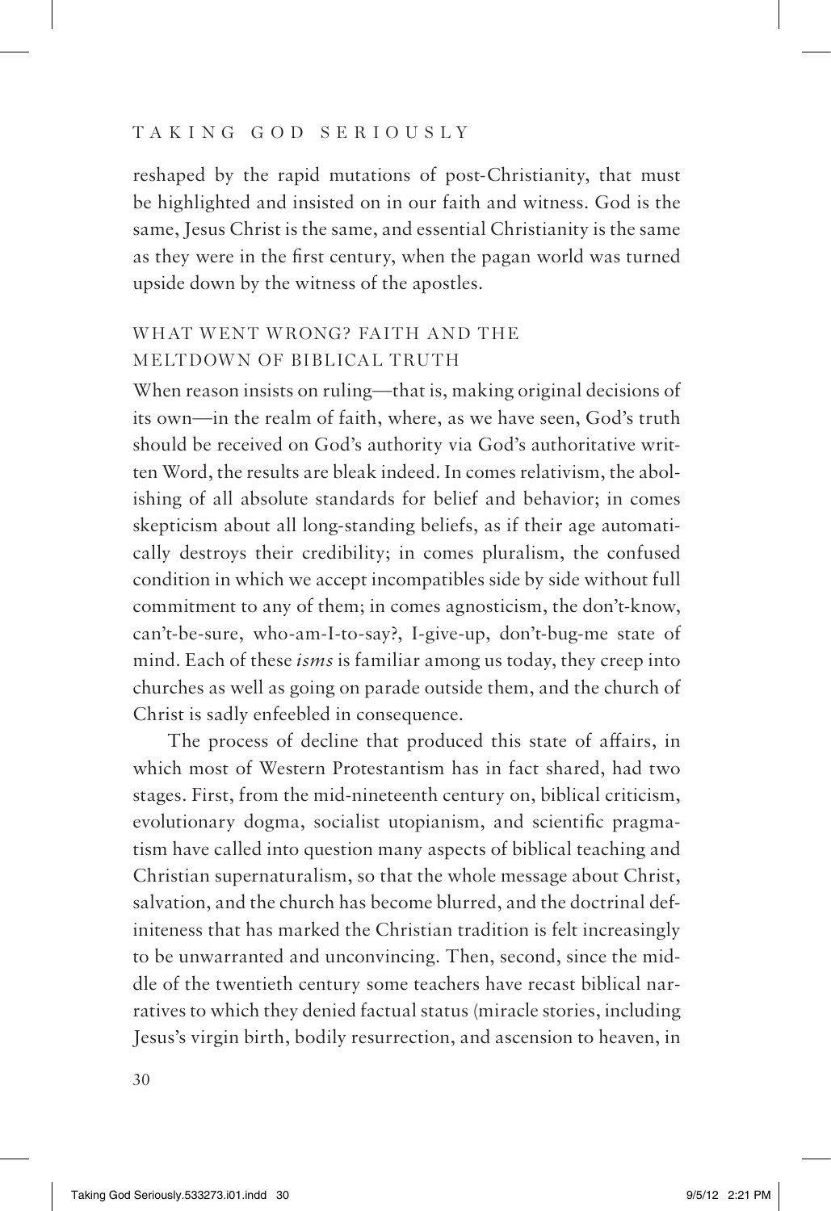reshaped by the rapid mutations of post-Christianity, that must be highlighted and insisted on in our faith and witness. God is the same, Jesus Christ is the same, and essential Christianity is the same as they were in the first century, when the pagan world was turned upside down by the witness of the apostles.

## WHAT WENT WRONG? FAITH AND THE MELTDOWN OF BIBLICAL TRUTH

When reason insists on ruling—that is, making original decisions of its own—in the realm of faith, where, as we have seen, God's truth should be received on God's authority via God's authoritative written Word, the results are bleak indeed. In comes relativism, the abolishing of all absolute standards for belief and behavior; in comes skepticism about all long-standing beliefs, as if their age automatically destroys their credibility; in comes pluralism, the confused condition in which we accept incompatibles side by side without full commitment to any of them; in comes agnosticism, the don't-know, can't-be-sure, who-am-I-to-say?, I-give-up, don't-bug-me state of mind. Each of these *isms* is familiar among us today, they creep into churches as well as going on parade outside them, and the church of Christ is sadly enfeebled in consequence.

The process of decline that produced this state of affairs, in which most of Western Protestantism has in fact shared, had two stages. First, from the mid-nineteenth century on, biblical criticism, evolutionary dogma, socialist utopianism, and scientific pragmatism have called into question many aspects of biblical teaching and Christian supernaturalism, so that the whole message about Christ, salvation, and the church has become blurred, and the doctrinal definiteness that has marked the Christian tradition is felt increasingly to be unwarranted and unconvincing. Then, second, since the middle of the twentieth century some teachers have recast biblical narratives to which they denied factual status (miracle stories, including Jesus's virgin birth, bodily resurrection, and ascension to heaven, in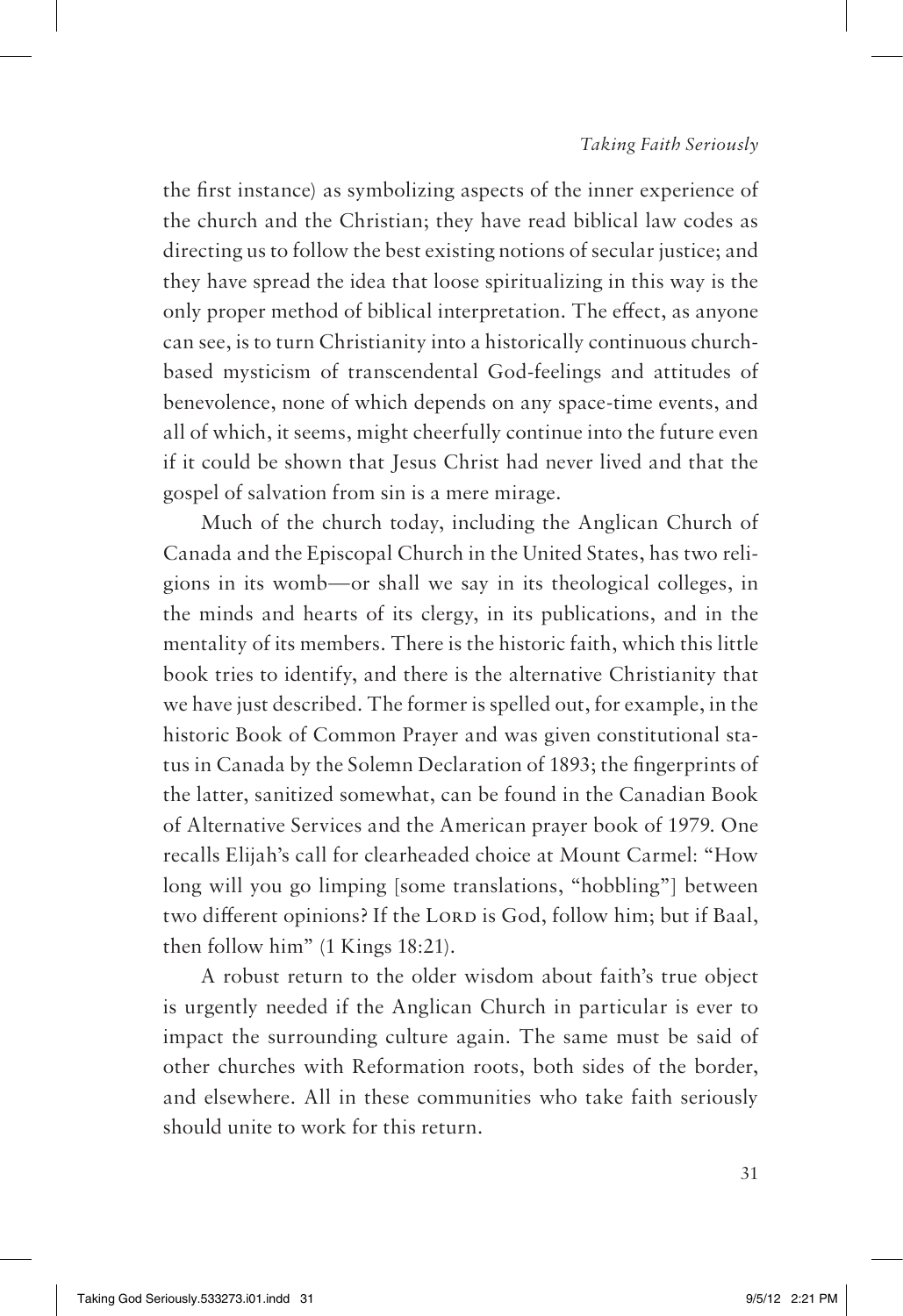the first instance) as symbolizing aspects of the inner experience of the church and the Christian; they have read biblical law codes as directing us to follow the best existing notions of secular justice; and they have spread the idea that loose spiritualizing in this way is the only proper method of biblical interpretation. The effect, as anyone can see, is to turn Christianity into a historically continuous church-based mysticism of transcendental God-feelings and attitudes of benevolence, none of which depends on any space-time events, and all of which, it seems, might cheerfully continue into the future even if it could be shown that Jesus Christ had never lived and that the gospel of salvation from sin is a mere mirage.

Much of the church today, including the Anglican Church of Canada and the Episcopal Church in the United States, has two religions in its womb—or shall we say in its theological colleges, in the minds and hearts of its clergy, in its publications, and in the mentality of its members. There is the historic faith, which this little book tries to identify, and there is the alternative Christianity that we have just described. The former is spelled out, for example, in the historic Book of Common Prayer and was given constitutional status in Canada by the Solemn Declaration of 1893; the fingerprints of the latter, sanitized somewhat, can be found in the Canadian Book of Alternative Services and the American prayer book of 1979. One recalls Elijah's call for clearheaded choice at Mount Carmel: "How long will you go limping [some translations, "hobbling"] between two different opinions? If the Lord is God, follow him; but if Baal, then follow him" (1 Kings 18:21).

A robust return to the older wisdom about faith's true object is urgently needed if the Anglican Church in particular is ever to impact the surrounding culture again. The same must be said of other churches with Reformation roots, both sides of the border, and elsewhere. All in these communities who take faith seriously should unite to work for this return.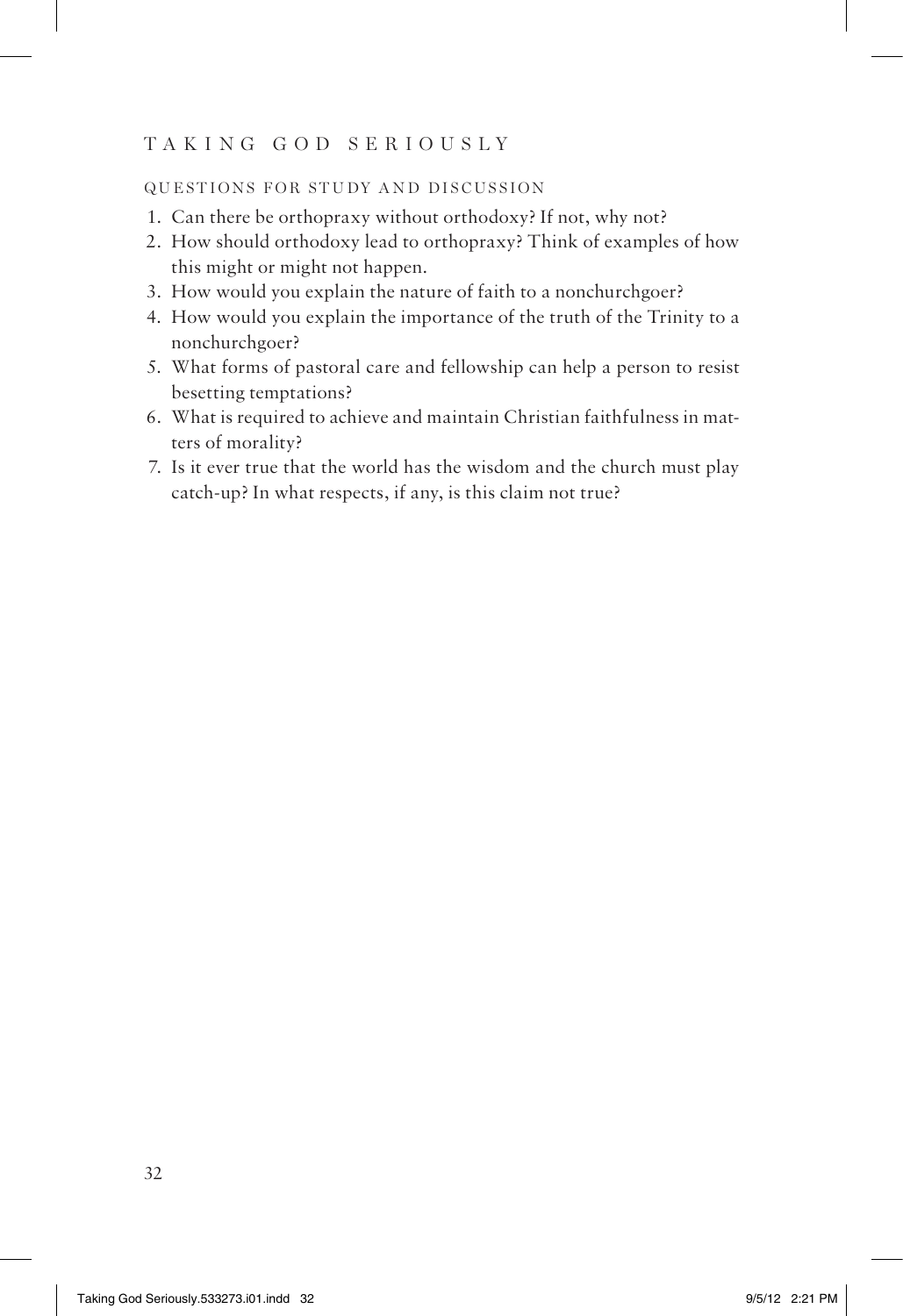## QUESTIONS FOR STUDY AND DISCUSSION

1. Can there be orthopraxy without orthodoxy? If not, why not?
2. How should orthodoxy lead to orthopraxy? Think of examples of how this might or might not happen.
3. How would you explain the nature of faith to a nonchurchgoer?
4. How would you explain the importance of the truth of the Trinity to a nonchurchgoer?
5. What forms of pastoral care and fellowship can help a person to resist besetting temptations?
6. What is required to achieve and maintain Christian faithfulness in matters of morality?
7. Is it ever true that the world has the wisdom and the church must play catch-up? In what respects, if any, is this claim not true?